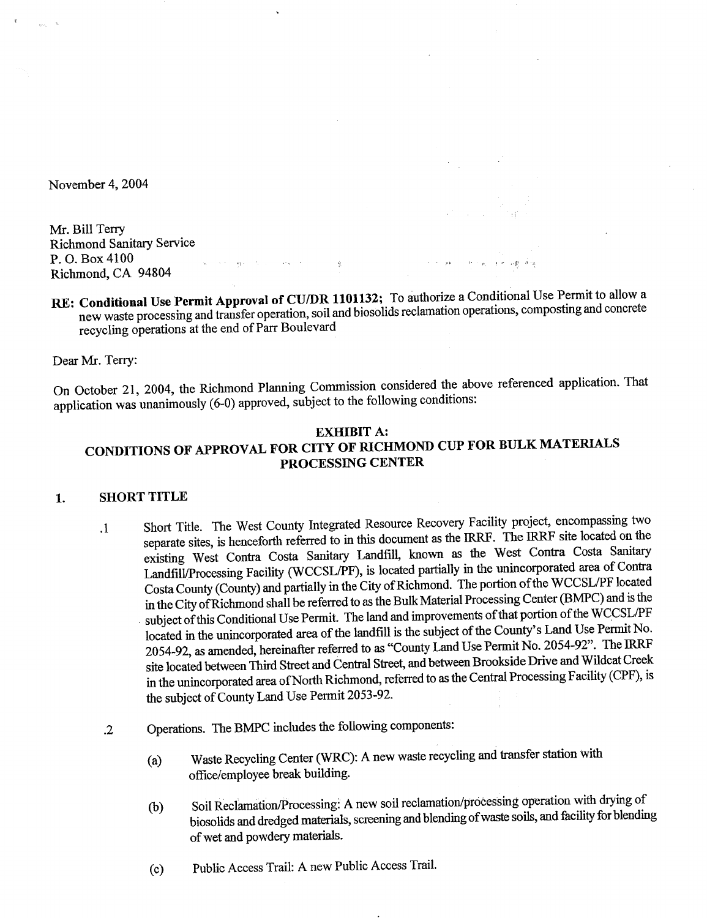November 4, 2004

Mr. Bill Terry
Richmond Sanitary Service
P. O. Box 4100
Richmond, CA 94804

**RE: Conditional Use Permit Approval of CU/DR 1101132;** To authorize a Conditional Use Permit to allow a new waste processing and transfer operation, soil and biosolids reclamation operations, composting and concrete recycling operations at the end of Parr Boulevard

Dear Mr. Terry:

On October 21, 2004, the Richmond Planning Commission considered the above referenced application. That application was unanimously (6-0) approved, subject to the following conditions:

## EXHIBIT A:
## CONDITIONS OF APPROVAL FOR CITY OF RICHMOND CUP FOR BULK MATERIALS PROCESSING CENTER

### 1. SHORT TITLE

.1 Short Title. The West County Integrated Resource Recovery Facility project, encompassing two separate sites, is henceforth referred to in this document as the IRRF. The IRRF site located on the existing West Contra Costa Sanitary Landfill, known as the West Contra Costa Sanitary Landfill/Processing Facility (WCCSL/PF), is located partially in the unincorporated area of Contra Costa County (County) and partially in the City of Richmond. The portion of the WCCSL/PF located in the City of Richmond shall be referred to as the Bulk Material Processing Center (BMPC) and is the subject of this Conditional Use Permit. The land and improvements of that portion of the WCCSL/PF located in the unincorporated area of the landfill is the subject of the County's Land Use Permit No. 2054-92, as amended, hereinafter referred to as "County Land Use Permit No. 2054-92". The IRRF site located between Third Street and Central Street, and between Brookside Drive and Wildcat Creek in the unincorporated area of North Richmond, referred to as the Central Processing Facility (CPF), is the subject of County Land Use Permit 2053-92.

.2 Operations. The BMPC includes the following components:

(a) Waste Recycling Center (WRC): A new waste recycling and transfer station with office/employee break building.

(b) Soil Reclamation/Processing: A new soil reclamation/processing operation with drying of biosolids and dredged materials, screening and blending of waste soils, and facility for blending of wet and powdery materials.

(c) Public Access Trail: A new Public Access Trail.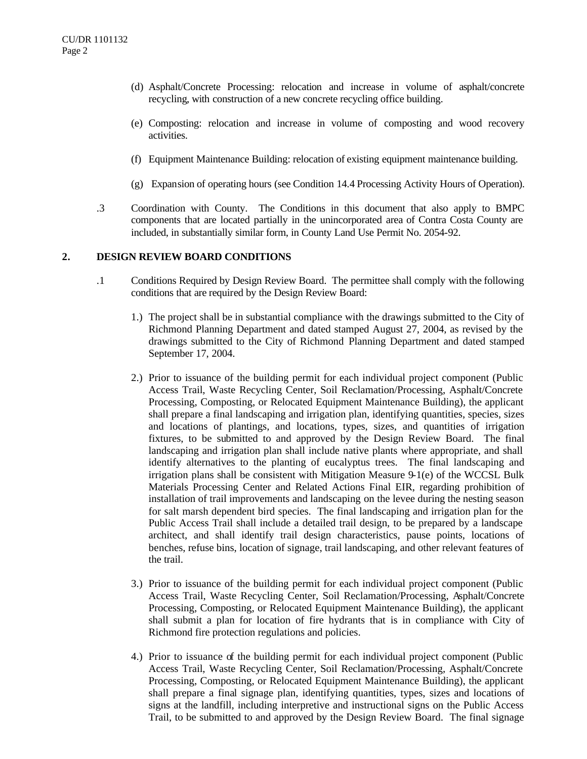(d) Asphalt/Concrete Processing: relocation and increase in volume of asphalt/concrete recycling, with construction of a new concrete recycling office building.

(e) Composting: relocation and increase in volume of composting and wood recovery activities.

(f) Equipment Maintenance Building: relocation of existing equipment maintenance building.

(g) Expansion of operating hours (see Condition 14.4 Processing Activity Hours of Operation).

.3 Coordination with County. The Conditions in this document that also apply to BMPC components that are located partially in the unincorporated area of Contra Costa County are included, in substantially similar form, in County Land Use Permit No. 2054-92.

## 2. DESIGN REVIEW BOARD CONDITIONS

.1 Conditions Required by Design Review Board. The permittee shall comply with the following conditions that are required by the Design Review Board:

1.) The project shall be in substantial compliance with the drawings submitted to the City of Richmond Planning Department and dated stamped August 27, 2004, as revised by the drawings submitted to the City of Richmond Planning Department and dated stamped September 17, 2004.

2.) Prior to issuance of the building permit for each individual project component (Public Access Trail, Waste Recycling Center, Soil Reclamation/Processing, Asphalt/Concrete Processing, Composting, or Relocated Equipment Maintenance Building), the applicant shall prepare a final landscaping and irrigation plan, identifying quantities, species, sizes and locations of plantings, and locations, types, sizes, and quantities of irrigation fixtures, to be submitted to and approved by the Design Review Board. The final landscaping and irrigation plan shall include native plants where appropriate, and shall identify alternatives to the planting of eucalyptus trees. The final landscaping and irrigation plans shall be consistent with Mitigation Measure 9-1(e) of the WCCSL Bulk Materials Processing Center and Related Actions Final EIR, regarding prohibition of installation of trail improvements and landscaping on the levee during the nesting season for salt marsh dependent bird species. The final landscaping and irrigation plan for the Public Access Trail shall include a detailed trail design, to be prepared by a landscape architect, and shall identify trail design characteristics, pause points, locations of benches, refuse bins, location of signage, trail landscaping, and other relevant features of the trail.

3.) Prior to issuance of the building permit for each individual project component (Public Access Trail, Waste Recycling Center, Soil Reclamation/Processing, Asphalt/Concrete Processing, Composting, or Relocated Equipment Maintenance Building), the applicant shall submit a plan for location of fire hydrants that is in compliance with City of Richmond fire protection regulations and policies.

4.) Prior to issuance of the building permit for each individual project component (Public Access Trail, Waste Recycling Center, Soil Reclamation/Processing, Asphalt/Concrete Processing, Composting, or Relocated Equipment Maintenance Building), the applicant shall prepare a final signage plan, identifying quantities, types, sizes and locations of signs at the landfill, including interpretive and instructional signs on the Public Access Trail, to be submitted to and approved by the Design Review Board. The final signage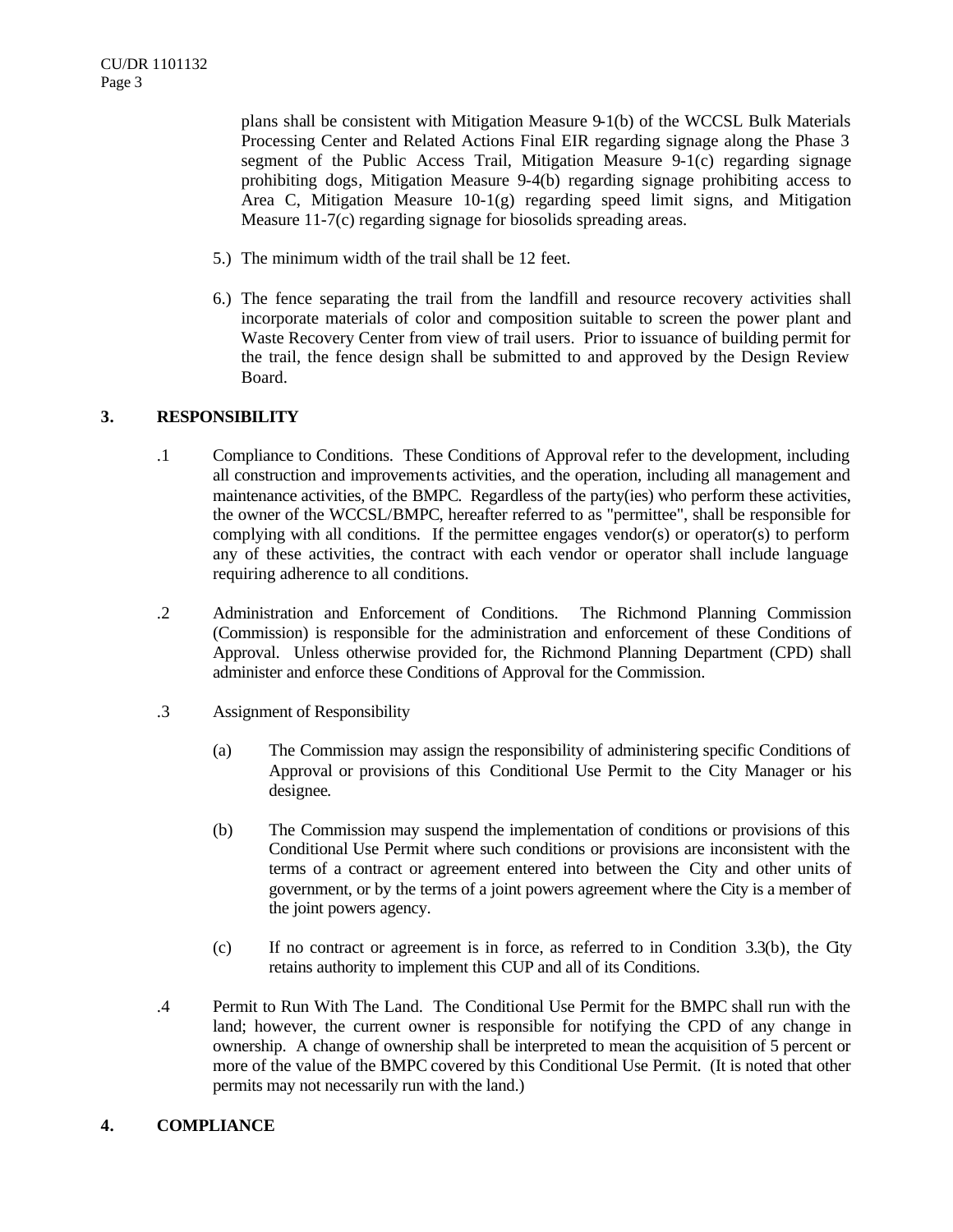plans shall be consistent with Mitigation Measure 9-1(b) of the WCCSL Bulk Materials Processing Center and Related Actions Final EIR regarding signage along the Phase 3 segment of the Public Access Trail, Mitigation Measure 9-1(c) regarding signage prohibiting dogs, Mitigation Measure 9-4(b) regarding signage prohibiting access to Area C, Mitigation Measure 10-1(g) regarding speed limit signs, and Mitigation Measure 11-7(c) regarding signage for biosolids spreading areas.

5.) The minimum width of the trail shall be 12 feet.

6.) The fence separating the trail from the landfill and resource recovery activities shall incorporate materials of color and composition suitable to screen the power plant and Waste Recovery Center from view of trail users. Prior to issuance of building permit for the trail, the fence design shall be submitted to and approved by the Design Review Board.

## 3. RESPONSIBILITY

.1 Compliance to Conditions. These Conditions of Approval refer to the development, including all construction and improvements activities, and the operation, including all management and maintenance activities, of the BMPC. Regardless of the party(ies) who perform these activities, the owner of the WCCSL/BMPC, hereafter referred to as "permittee", shall be responsible for complying with all conditions. If the permittee engages vendor(s) or operator(s) to perform any of these activities, the contract with each vendor or operator shall include language requiring adherence to all conditions.

.2 Administration and Enforcement of Conditions. The Richmond Planning Commission (Commission) is responsible for the administration and enforcement of these Conditions of Approval. Unless otherwise provided for, the Richmond Planning Department (CPD) shall administer and enforce these Conditions of Approval for the Commission.

.3 Assignment of Responsibility

(a) The Commission may assign the responsibility of administering specific Conditions of Approval or provisions of this Conditional Use Permit to the City Manager or his designee.

(b) The Commission may suspend the implementation of conditions or provisions of this Conditional Use Permit where such conditions or provisions are inconsistent with the terms of a contract or agreement entered into between the City and other units of government, or by the terms of a joint powers agreement where the City is a member of the joint powers agency.

(c) If no contract or agreement is in force, as referred to in Condition 3.3(b), the City retains authority to implement this CUP and all of its Conditions.

.4 Permit to Run With The Land. The Conditional Use Permit for the BMPC shall run with the land; however, the current owner is responsible for notifying the CPD of any change in ownership. A change of ownership shall be interpreted to mean the acquisition of 5 percent or more of the value of the BMPC covered by this Conditional Use Permit. (It is noted that other permits may not necessarily run with the land.)

## 4. COMPLIANCE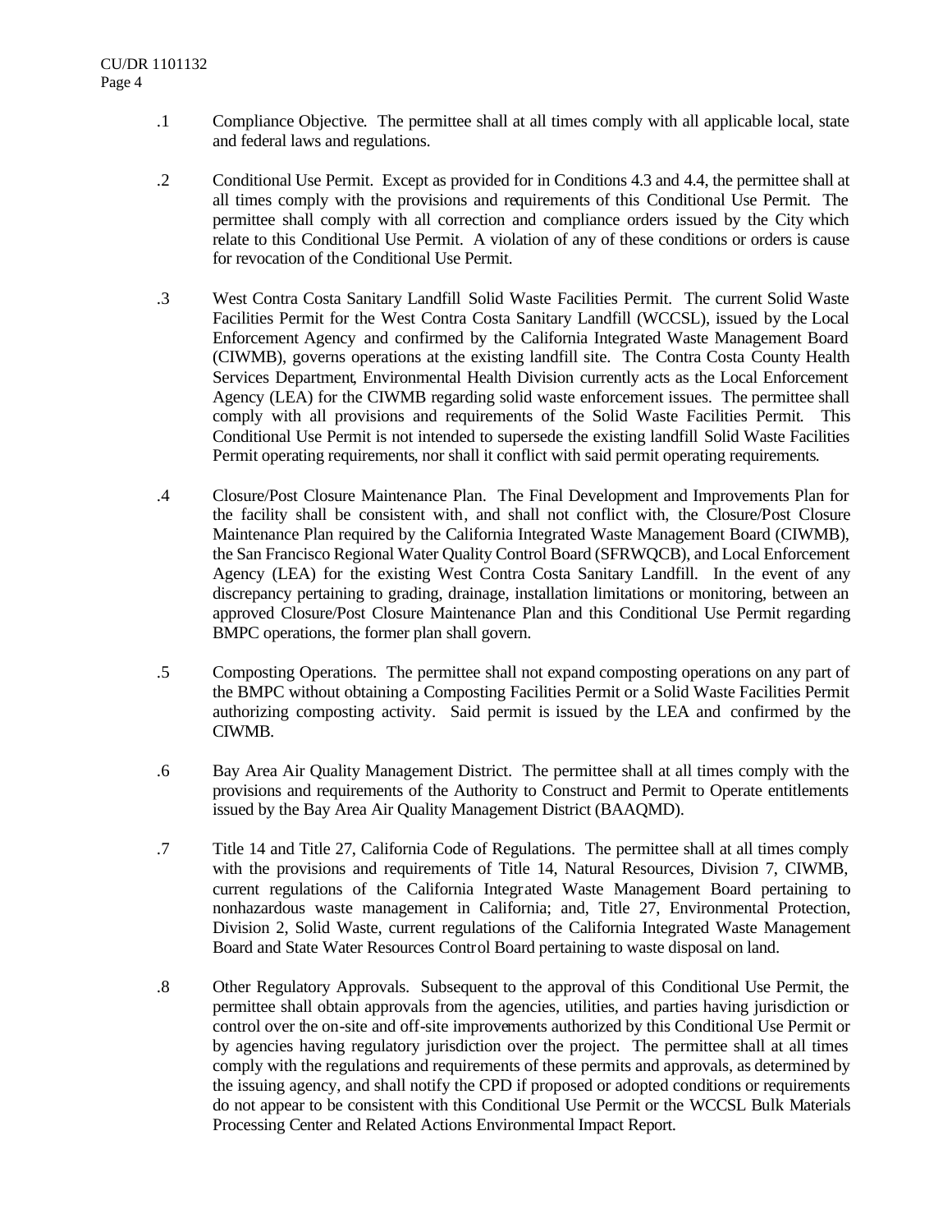.1 Compliance Objective. The permittee shall at all times comply with all applicable local, state and federal laws and regulations.

.2 Conditional Use Permit. Except as provided for in Conditions 4.3 and 4.4, the permittee shall at all times comply with the provisions and requirements of this Conditional Use Permit. The permittee shall comply with all correction and compliance orders issued by the City which relate to this Conditional Use Permit. A violation of any of these conditions or orders is cause for revocation of the Conditional Use Permit.

.3 West Contra Costa Sanitary Landfill Solid Waste Facilities Permit. The current Solid Waste Facilities Permit for the West Contra Costa Sanitary Landfill (WCCSL), issued by the Local Enforcement Agency and confirmed by the California Integrated Waste Management Board (CIWMB), governs operations at the existing landfill site. The Contra Costa County Health Services Department, Environmental Health Division currently acts as the Local Enforcement Agency (LEA) for the CIWMB regarding solid waste enforcement issues. The permittee shall comply with all provisions and requirements of the Solid Waste Facilities Permit. This Conditional Use Permit is not intended to supersede the existing landfill Solid Waste Facilities Permit operating requirements, nor shall it conflict with said permit operating requirements.

.4 Closure/Post Closure Maintenance Plan. The Final Development and Improvements Plan for the facility shall be consistent with, and shall not conflict with, the Closure/Post Closure Maintenance Plan required by the California Integrated Waste Management Board (CIWMB), the San Francisco Regional Water Quality Control Board (SFRWQCB), and Local Enforcement Agency (LEA) for the existing West Contra Costa Sanitary Landfill. In the event of any discrepancy pertaining to grading, drainage, installation limitations or monitoring, between an approved Closure/Post Closure Maintenance Plan and this Conditional Use Permit regarding BMPC operations, the former plan shall govern.

.5 Composting Operations. The permittee shall not expand composting operations on any part of the BMPC without obtaining a Composting Facilities Permit or a Solid Waste Facilities Permit authorizing composting activity. Said permit is issued by the LEA and confirmed by the CIWMB.

.6 Bay Area Air Quality Management District. The permittee shall at all times comply with the provisions and requirements of the Authority to Construct and Permit to Operate entitlements issued by the Bay Area Air Quality Management District (BAAQMD).

.7 Title 14 and Title 27, California Code of Regulations. The permittee shall at all times comply with the provisions and requirements of Title 14, Natural Resources, Division 7, CIWMB, current regulations of the California Integrated Waste Management Board pertaining to nonhazardous waste management in California; and, Title 27, Environmental Protection, Division 2, Solid Waste, current regulations of the California Integrated Waste Management Board and State Water Resources Control Board pertaining to waste disposal on land.

.8 Other Regulatory Approvals. Subsequent to the approval of this Conditional Use Permit, the permittee shall obtain approvals from the agencies, utilities, and parties having jurisdiction or control over the on-site and off-site improvements authorized by this Conditional Use Permit or by agencies having regulatory jurisdiction over the project. The permittee shall at all times comply with the regulations and requirements of these permits and approvals, as determined by the issuing agency, and shall notify the CPD if proposed or adopted conditions or requirements do not appear to be consistent with this Conditional Use Permit or the WCCSL Bulk Materials Processing Center and Related Actions Environmental Impact Report.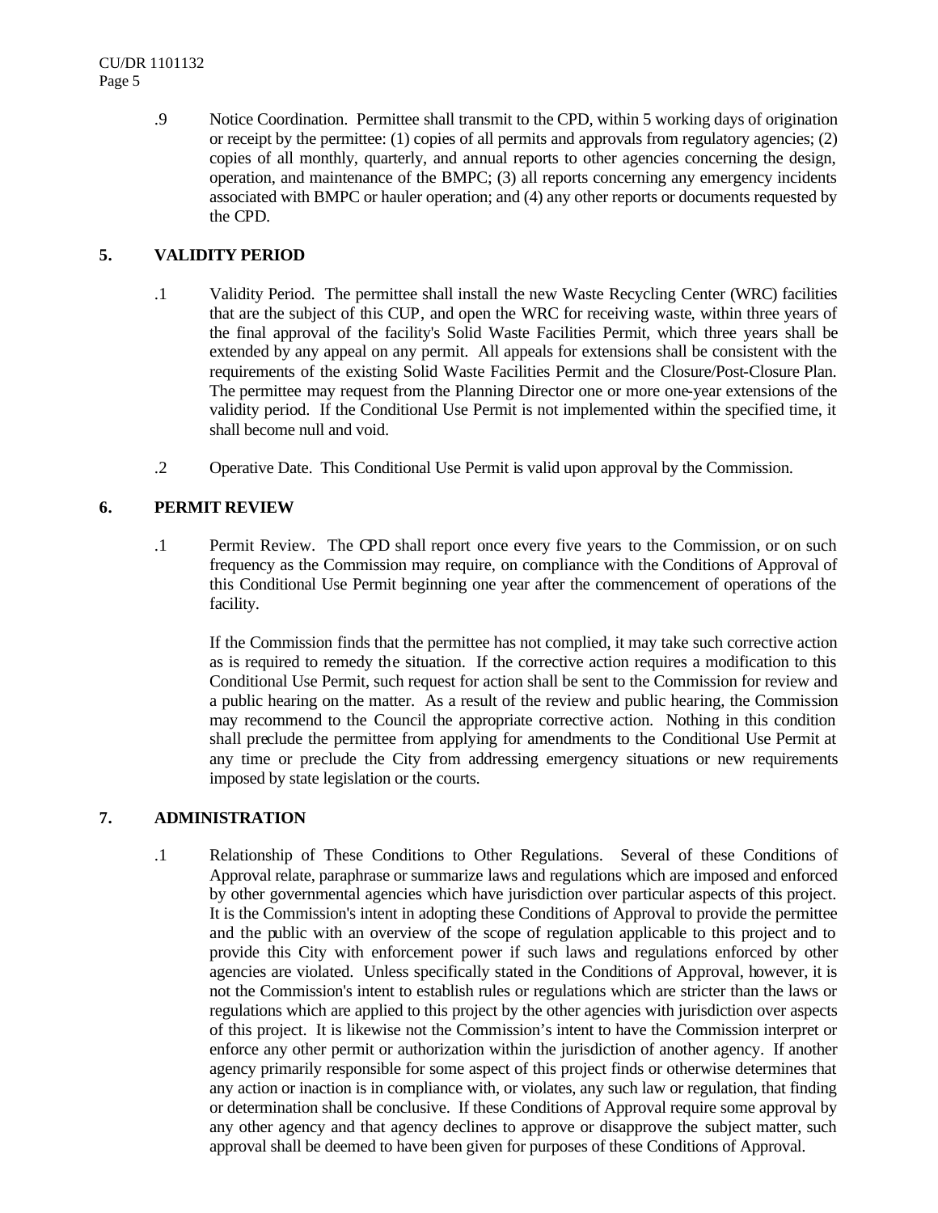.9 Notice Coordination. Permittee shall transmit to the CPD, within 5 working days of origination or receipt by the permittee: (1) copies of all permits and approvals from regulatory agencies; (2) copies of all monthly, quarterly, and annual reports to other agencies concerning the design, operation, and maintenance of the BMPC; (3) all reports concerning any emergency incidents associated with BMPC or hauler operation; and (4) any other reports or documents requested by the CPD.

## 5. VALIDITY PERIOD

.1 Validity Period. The permittee shall install the new Waste Recycling Center (WRC) facilities that are the subject of this CUP, and open the WRC for receiving waste, within three years of the final approval of the facility's Solid Waste Facilities Permit, which three years shall be extended by any appeal on any permit. All appeals for extensions shall be consistent with the requirements of the existing Solid Waste Facilities Permit and the Closure/Post-Closure Plan. The permittee may request from the Planning Director one or more one-year extensions of the validity period. If the Conditional Use Permit is not implemented within the specified time, it shall become null and void.

.2 Operative Date. This Conditional Use Permit is valid upon approval by the Commission.

## 6. PERMIT REVIEW

.1 Permit Review. The CPD shall report once every five years to the Commission, or on such frequency as the Commission may require, on compliance with the Conditions of Approval of this Conditional Use Permit beginning one year after the commencement of operations of the facility.

If the Commission finds that the permittee has not complied, it may take such corrective action as is required to remedy the situation. If the corrective action requires a modification to this Conditional Use Permit, such request for action shall be sent to the Commission for review and a public hearing on the matter. As a result of the review and public hearing, the Commission may recommend to the Council the appropriate corrective action. Nothing in this condition shall preclude the permittee from applying for amendments to the Conditional Use Permit at any time or preclude the City from addressing emergency situations or new requirements imposed by state legislation or the courts.

## 7. ADMINISTRATION

.1 Relationship of These Conditions to Other Regulations. Several of these Conditions of Approval relate, paraphrase or summarize laws and regulations which are imposed and enforced by other governmental agencies which have jurisdiction over particular aspects of this project. It is the Commission's intent in adopting these Conditions of Approval to provide the permittee and the public with an overview of the scope of regulation applicable to this project and to provide this City with enforcement power if such laws and regulations enforced by other agencies are violated. Unless specifically stated in the Conditions of Approval, however, it is not the Commission's intent to establish rules or regulations which are stricter than the laws or regulations which are applied to this project by the other agencies with jurisdiction over aspects of this project. It is likewise not the Commission's intent to have the Commission interpret or enforce any other permit or authorization within the jurisdiction of another agency. If another agency primarily responsible for some aspect of this project finds or otherwise determines that any action or inaction is in compliance with, or violates, any such law or regulation, that finding or determination shall be conclusive. If these Conditions of Approval require some approval by any other agency and that agency declines to approve or disapprove the subject matter, such approval shall be deemed to have been given for purposes of these Conditions of Approval.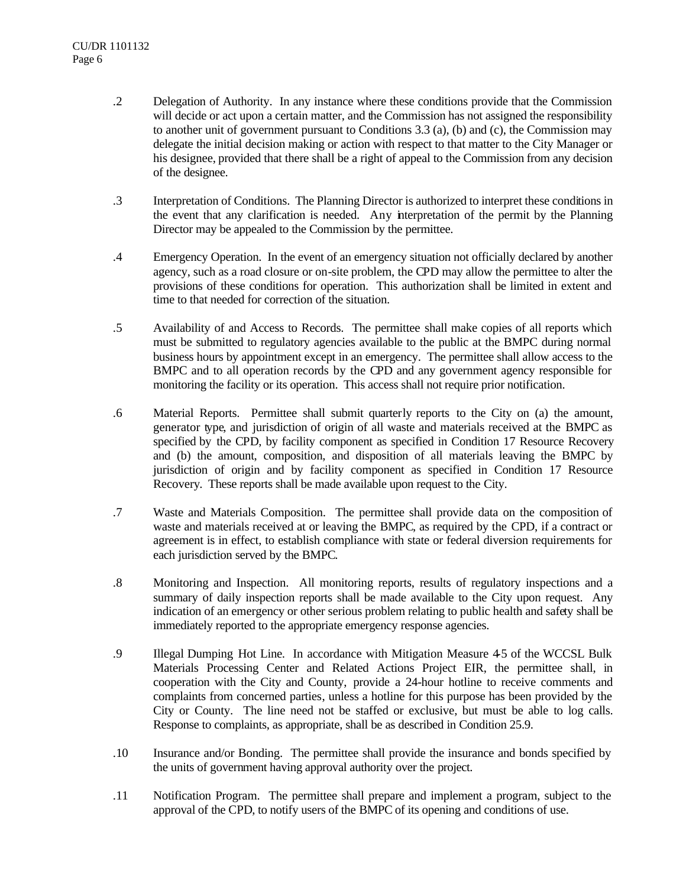.2 Delegation of Authority. In any instance where these conditions provide that the Commission will decide or act upon a certain matter, and the Commission has not assigned the responsibility to another unit of government pursuant to Conditions 3.3 (a), (b) and (c), the Commission may delegate the initial decision making or action with respect to that matter to the City Manager or his designee, provided that there shall be a right of appeal to the Commission from any decision of the designee.

.3 Interpretation of Conditions. The Planning Director is authorized to interpret these conditions in the event that any clarification is needed. Any interpretation of the permit by the Planning Director may be appealed to the Commission by the permittee.

.4 Emergency Operation. In the event of an emergency situation not officially declared by another agency, such as a road closure or on-site problem, the CPD may allow the permittee to alter the provisions of these conditions for operation. This authorization shall be limited in extent and time to that needed for correction of the situation.

.5 Availability of and Access to Records. The permittee shall make copies of all reports which must be submitted to regulatory agencies available to the public at the BMPC during normal business hours by appointment except in an emergency. The permittee shall allow access to the BMPC and to all operation records by the CPD and any government agency responsible for monitoring the facility or its operation. This access shall not require prior notification.

.6 Material Reports. Permittee shall submit quarterly reports to the City on (a) the amount, generator type, and jurisdiction of origin of all waste and materials received at the BMPC as specified by the CPD, by facility component as specified in Condition 17 Resource Recovery and (b) the amount, composition, and disposition of all materials leaving the BMPC by jurisdiction of origin and by facility component as specified in Condition 17 Resource Recovery. These reports shall be made available upon request to the City.

.7 Waste and Materials Composition. The permittee shall provide data on the composition of waste and materials received at or leaving the BMPC, as required by the CPD, if a contract or agreement is in effect, to establish compliance with state or federal diversion requirements for each jurisdiction served by the BMPC.

.8 Monitoring and Inspection. All monitoring reports, results of regulatory inspections and a summary of daily inspection reports shall be made available to the City upon request. Any indication of an emergency or other serious problem relating to public health and safety shall be immediately reported to the appropriate emergency response agencies.

.9 Illegal Dumping Hot Line. In accordance with Mitigation Measure 4-5 of the WCCSL Bulk Materials Processing Center and Related Actions Project EIR, the permittee shall, in cooperation with the City and County, provide a 24-hour hotline to receive comments and complaints from concerned parties, unless a hotline for this purpose has been provided by the City or County. The line need not be staffed or exclusive, but must be able to log calls. Response to complaints, as appropriate, shall be as described in Condition 25.9.

.10 Insurance and/or Bonding. The permittee shall provide the insurance and bonds specified by the units of government having approval authority over the project.

.11 Notification Program. The permittee shall prepare and implement a program, subject to the approval of the CPD, to notify users of the BMPC of its opening and conditions of use.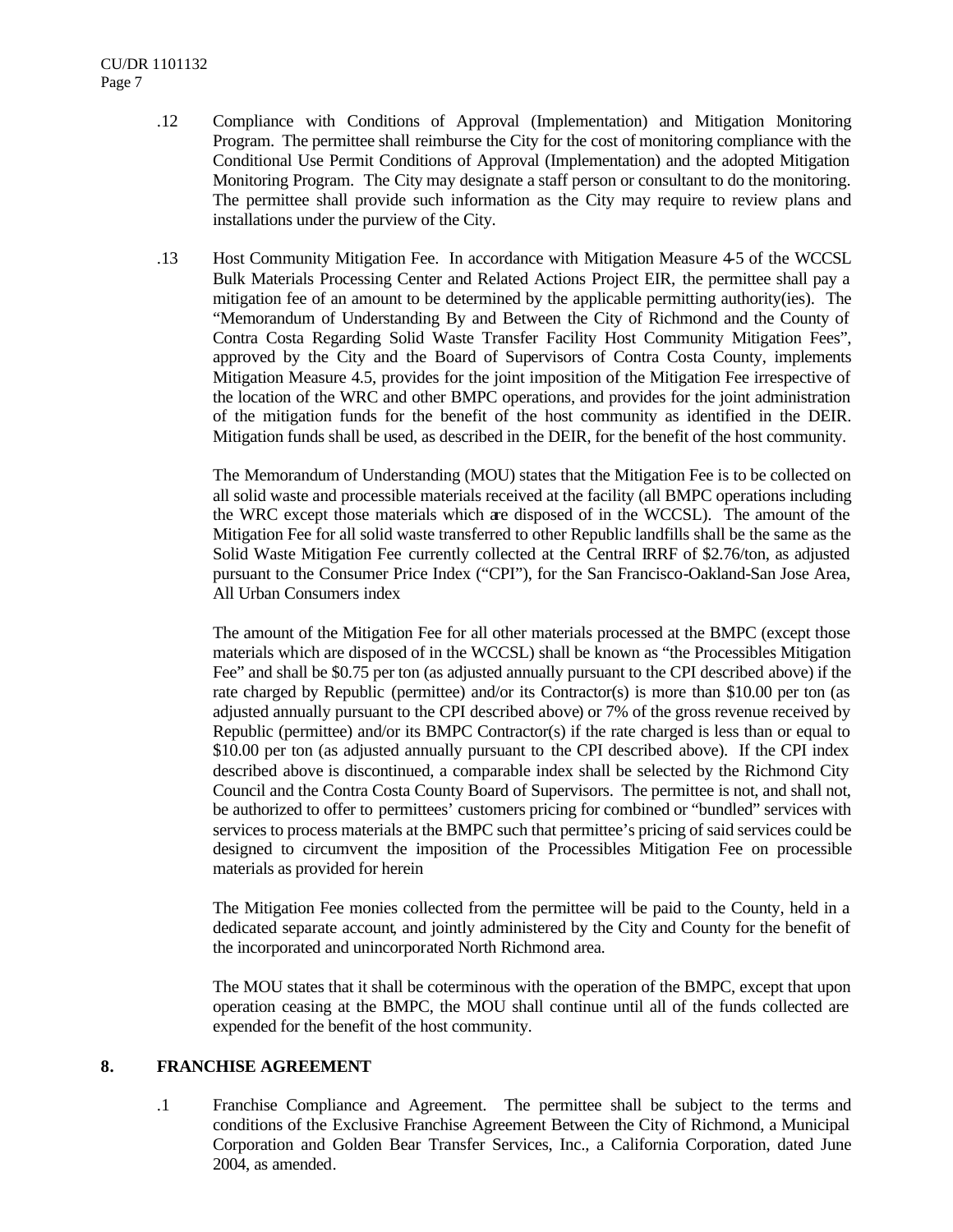.12 Compliance with Conditions of Approval (Implementation) and Mitigation Monitoring Program. The permittee shall reimburse the City for the cost of monitoring compliance with the Conditional Use Permit Conditions of Approval (Implementation) and the adopted Mitigation Monitoring Program. The City may designate a staff person or consultant to do the monitoring. The permittee shall provide such information as the City may require to review plans and installations under the purview of the City.

.13 Host Community Mitigation Fee. In accordance with Mitigation Measure 4-5 of the WCCSL Bulk Materials Processing Center and Related Actions Project EIR, the permittee shall pay a mitigation fee of an amount to be determined by the applicable permitting authority(ies). The "Memorandum of Understanding By and Between the City of Richmond and the County of Contra Costa Regarding Solid Waste Transfer Facility Host Community Mitigation Fees", approved by the City and the Board of Supervisors of Contra Costa County, implements Mitigation Measure 4.5, provides for the joint imposition of the Mitigation Fee irrespective of the location of the WRC and other BMPC operations, and provides for the joint administration of the mitigation funds for the benefit of the host community as identified in the DEIR. Mitigation funds shall be used, as described in the DEIR, for the benefit of the host community.

The Memorandum of Understanding (MOU) states that the Mitigation Fee is to be collected on all solid waste and processible materials received at the facility (all BMPC operations including the WRC except those materials which are disposed of in the WCCSL). The amount of the Mitigation Fee for all solid waste transferred to other Republic landfills shall be the same as the Solid Waste Mitigation Fee currently collected at the Central IRRF of \$2.76/ton, as adjusted pursuant to the Consumer Price Index ("CPI"), for the San Francisco-Oakland-San Jose Area, All Urban Consumers index

The amount of the Mitigation Fee for all other materials processed at the BMPC (except those materials which are disposed of in the WCCSL) shall be known as "the Processibles Mitigation Fee" and shall be \$0.75 per ton (as adjusted annually pursuant to the CPI described above) if the rate charged by Republic (permittee) and/or its Contractor(s) is more than \$10.00 per ton (as adjusted annually pursuant to the CPI described above) or 7% of the gross revenue received by Republic (permittee) and/or its BMPC Contractor(s) if the rate charged is less than or equal to \$10.00 per ton (as adjusted annually pursuant to the CPI described above). If the CPI index described above is discontinued, a comparable index shall be selected by the Richmond City Council and the Contra Costa County Board of Supervisors. The permittee is not, and shall not, be authorized to offer to permittees' customers pricing for combined or "bundled" services with services to process materials at the BMPC such that permittee's pricing of said services could be designed to circumvent the imposition of the Processibles Mitigation Fee on processible materials as provided for herein

The Mitigation Fee monies collected from the permittee will be paid to the County, held in a dedicated separate account, and jointly administered by the City and County for the benefit of the incorporated and unincorporated North Richmond area.

The MOU states that it shall be coterminous with the operation of the BMPC, except that upon operation ceasing at the BMPC, the MOU shall continue until all of the funds collected are expended for the benefit of the host community.

## 8. FRANCHISE AGREEMENT

.1 Franchise Compliance and Agreement. The permittee shall be subject to the terms and conditions of the Exclusive Franchise Agreement Between the City of Richmond, a Municipal Corporation and Golden Bear Transfer Services, Inc., a California Corporation, dated June 2004, as amended.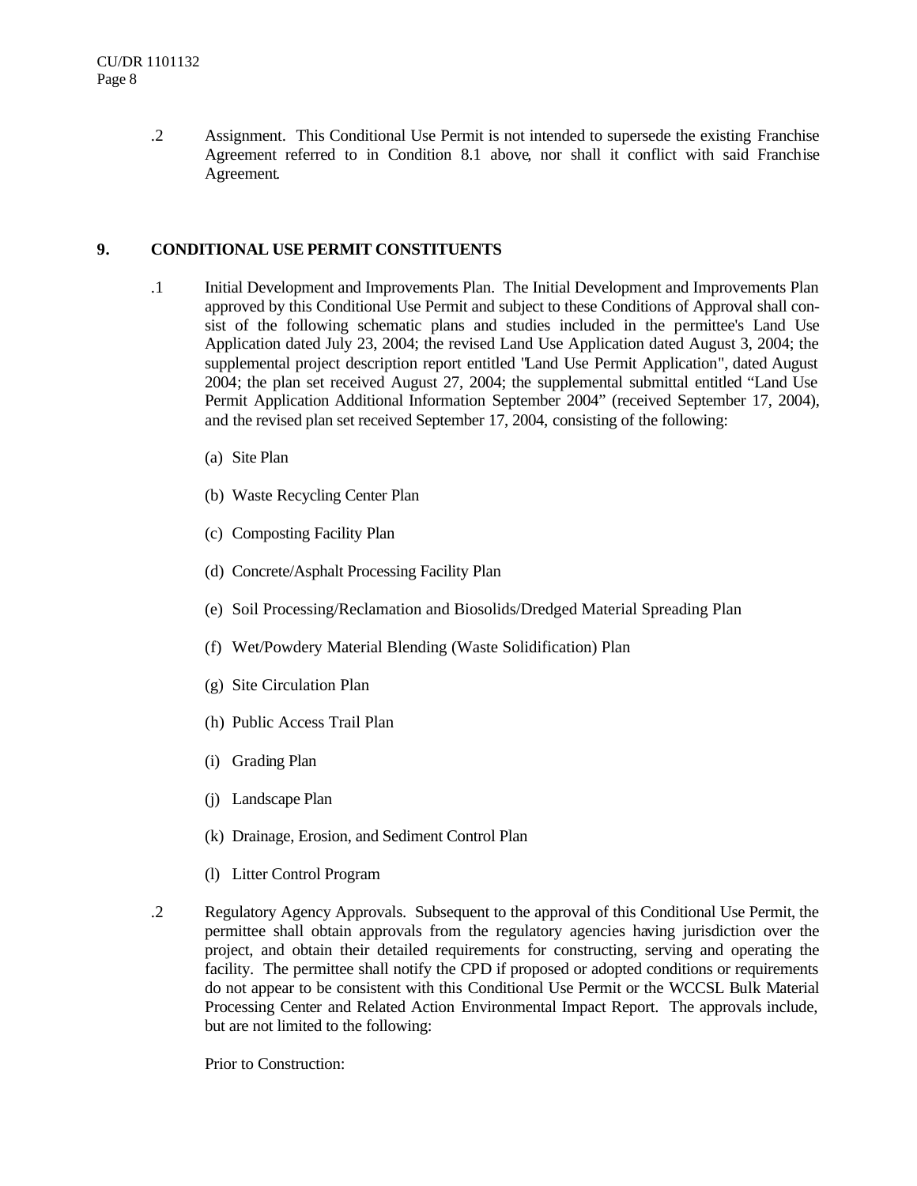.2 Assignment. This Conditional Use Permit is not intended to supersede the existing Franchise Agreement referred to in Condition 8.1 above, nor shall it conflict with said Franchise Agreement.

## 9. CONDITIONAL USE PERMIT CONSTITUENTS

.1 Initial Development and Improvements Plan. The Initial Development and Improvements Plan approved by this Conditional Use Permit and subject to these Conditions of Approval shall consist of the following schematic plans and studies included in the permittee's Land Use Application dated July 23, 2004; the revised Land Use Application dated August 3, 2004; the supplemental project description report entitled "Land Use Permit Application", dated August 2004; the plan set received August 27, 2004; the supplemental submittal entitled "Land Use Permit Application Additional Information September 2004" (received September 17, 2004), and the revised plan set received September 17, 2004, consisting of the following:

(a) Site Plan

(b) Waste Recycling Center Plan

(c) Composting Facility Plan

(d) Concrete/Asphalt Processing Facility Plan

(e) Soil Processing/Reclamation and Biosolids/Dredged Material Spreading Plan

(f) Wet/Powdery Material Blending (Waste Solidification) Plan

(g) Site Circulation Plan

(h) Public Access Trail Plan

(i) Grading Plan

(j) Landscape Plan

(k) Drainage, Erosion, and Sediment Control Plan

(l) Litter Control Program

.2 Regulatory Agency Approvals. Subsequent to the approval of this Conditional Use Permit, the permittee shall obtain approvals from the regulatory agencies having jurisdiction over the project, and obtain their detailed requirements for constructing, serving and operating the facility. The permittee shall notify the CPD if proposed or adopted conditions or requirements do not appear to be consistent with this Conditional Use Permit or the WCCSL Bulk Material Processing Center and Related Action Environmental Impact Report. The approvals include, but are not limited to the following:

Prior to Construction: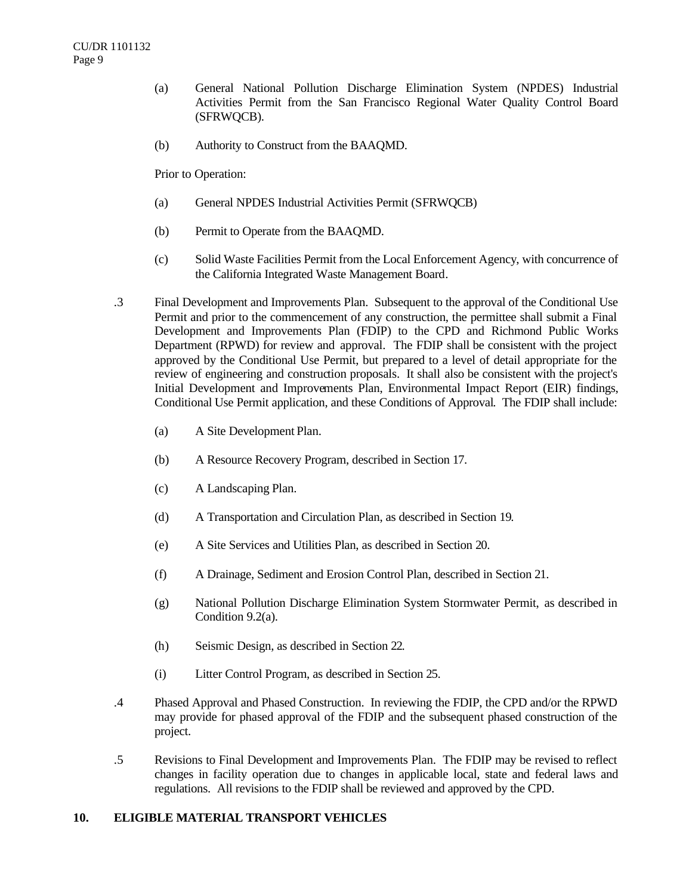(a) General National Pollution Discharge Elimination System (NPDES) Industrial Activities Permit from the San Francisco Regional Water Quality Control Board (SFRWQCB).

(b) Authority to Construct from the BAAQMD.

Prior to Operation:

(a) General NPDES Industrial Activities Permit (SFRWQCB)

(b) Permit to Operate from the BAAQMD.

(c) Solid Waste Facilities Permit from the Local Enforcement Agency, with concurrence of the California Integrated Waste Management Board.

.3 Final Development and Improvements Plan. Subsequent to the approval of the Conditional Use Permit and prior to the commencement of any construction, the permittee shall submit a Final Development and Improvements Plan (FDIP) to the CPD and Richmond Public Works Department (RPWD) for review and approval. The FDIP shall be consistent with the project approved by the Conditional Use Permit, but prepared to a level of detail appropriate for the review of engineering and construction proposals. It shall also be consistent with the project's Initial Development and Improvements Plan, Environmental Impact Report (EIR) findings, Conditional Use Permit application, and these Conditions of Approval. The FDIP shall include:

(a) A Site Development Plan.

(b) A Resource Recovery Program, described in Section 17.

(c) A Landscaping Plan.

(d) A Transportation and Circulation Plan, as described in Section 19.

(e) A Site Services and Utilities Plan, as described in Section 20.

(f) A Drainage, Sediment and Erosion Control Plan, described in Section 21.

(g) National Pollution Discharge Elimination System Stormwater Permit, as described in Condition 9.2(a).

(h) Seismic Design, as described in Section 22.

(i) Litter Control Program, as described in Section 25.

.4 Phased Approval and Phased Construction. In reviewing the FDIP, the CPD and/or the RPWD may provide for phased approval of the FDIP and the subsequent phased construction of the project.

.5 Revisions to Final Development and Improvements Plan. The FDIP may be revised to reflect changes in facility operation due to changes in applicable local, state and federal laws and regulations. All revisions to the FDIP shall be reviewed and approved by the CPD.

## 10. ELIGIBLE MATERIAL TRANSPORT VEHICLES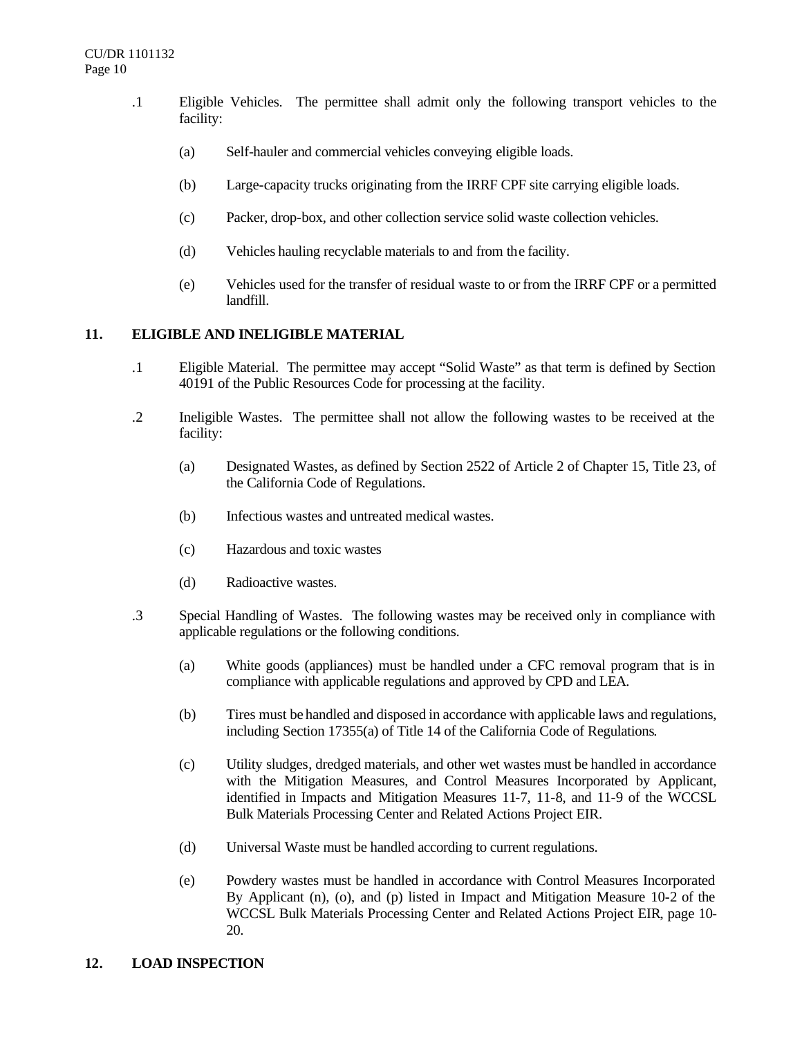.1 Eligible Vehicles. The permittee shall admit only the following transport vehicles to the facility:

(a) Self-hauler and commercial vehicles conveying eligible loads.

(b) Large-capacity trucks originating from the IRRF CPF site carrying eligible loads.

(c) Packer, drop-box, and other collection service solid waste collection vehicles.

(d) Vehicles hauling recyclable materials to and from the facility.

(e) Vehicles used for the transfer of residual waste to or from the IRRF CPF or a permitted landfill.

## 11. ELIGIBLE AND INELIGIBLE MATERIAL

.1 Eligible Material. The permittee may accept "Solid Waste" as that term is defined by Section 40191 of the Public Resources Code for processing at the facility.

.2 Ineligible Wastes. The permittee shall not allow the following wastes to be received at the facility:

(a) Designated Wastes, as defined by Section 2522 of Article 2 of Chapter 15, Title 23, of the California Code of Regulations.

(b) Infectious wastes and untreated medical wastes.

(c) Hazardous and toxic wastes

(d) Radioactive wastes.

.3 Special Handling of Wastes. The following wastes may be received only in compliance with applicable regulations or the following conditions.

(a) White goods (appliances) must be handled under a CFC removal program that is in compliance with applicable regulations and approved by CPD and LEA.

(b) Tires must be handled and disposed in accordance with applicable laws and regulations, including Section 17355(a) of Title 14 of the California Code of Regulations.

(c) Utility sludges, dredged materials, and other wet wastes must be handled in accordance with the Mitigation Measures, and Control Measures Incorporated by Applicant, identified in Impacts and Mitigation Measures 11-7, 11-8, and 11-9 of the WCCSL Bulk Materials Processing Center and Related Actions Project EIR.

(d) Universal Waste must be handled according to current regulations.

(e) Powdery wastes must be handled in accordance with Control Measures Incorporated By Applicant (n), (o), and (p) listed in Impact and Mitigation Measure 10-2 of the WCCSL Bulk Materials Processing Center and Related Actions Project EIR, page 10-20.

## 12. LOAD INSPECTION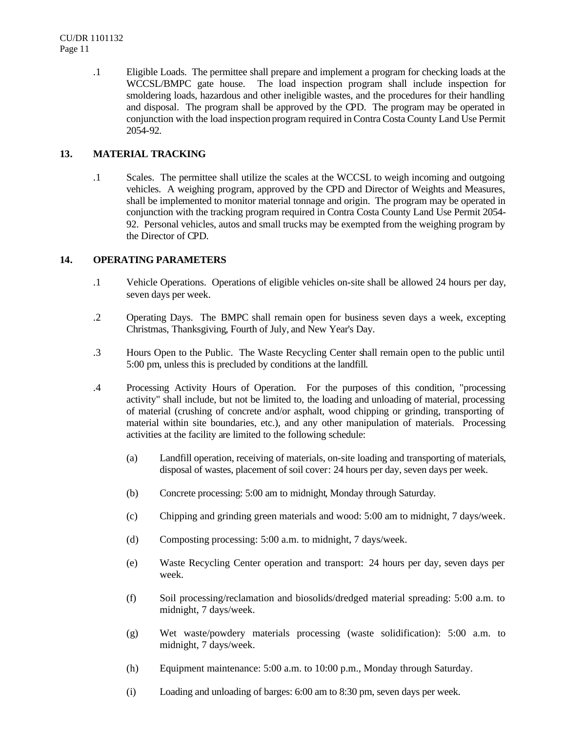.1 Eligible Loads. The permittee shall prepare and implement a program for checking loads at the WCCSL/BMPC gate house. The load inspection program shall include inspection for smoldering loads, hazardous and other ineligible wastes, and the procedures for their handling and disposal. The program shall be approved by the CPD. The program may be operated in conjunction with the load inspection program required in Contra Costa County Land Use Permit 2054-92.

## 13. MATERIAL TRACKING

.1 Scales. The permittee shall utilize the scales at the WCCSL to weigh incoming and outgoing vehicles. A weighing program, approved by the CPD and Director of Weights and Measures, shall be implemented to monitor material tonnage and origin. The program may be operated in conjunction with the tracking program required in Contra Costa County Land Use Permit 2054-92. Personal vehicles, autos and small trucks may be exempted from the weighing program by the Director of CPD.

## 14. OPERATING PARAMETERS

.1 Vehicle Operations. Operations of eligible vehicles on-site shall be allowed 24 hours per day, seven days per week.

.2 Operating Days. The BMPC shall remain open for business seven days a week, excepting Christmas, Thanksgiving, Fourth of July, and New Year's Day.

.3 Hours Open to the Public. The Waste Recycling Center shall remain open to the public until 5:00 pm, unless this is precluded by conditions at the landfill.

.4 Processing Activity Hours of Operation. For the purposes of this condition, "processing activity" shall include, but not be limited to, the loading and unloading of material, processing of material (crushing of concrete and/or asphalt, wood chipping or grinding, transporting of material within site boundaries, etc.), and any other manipulation of materials. Processing activities at the facility are limited to the following schedule:

(a) Landfill operation, receiving of materials, on-site loading and transporting of materials, disposal of wastes, placement of soil cover: 24 hours per day, seven days per week.

(b) Concrete processing: 5:00 am to midnight, Monday through Saturday.

(c) Chipping and grinding green materials and wood: 5:00 am to midnight, 7 days/week.

(d) Composting processing: 5:00 a.m. to midnight, 7 days/week.

(e) Waste Recycling Center operation and transport: 24 hours per day, seven days per week.

(f) Soil processing/reclamation and biosolids/dredged material spreading: 5:00 a.m. to midnight, 7 days/week.

(g) Wet waste/powdery materials processing (waste solidification): 5:00 a.m. to midnight, 7 days/week.

(h) Equipment maintenance: 5:00 a.m. to 10:00 p.m., Monday through Saturday.

(i) Loading and unloading of barges: 6:00 am to 8:30 pm, seven days per week.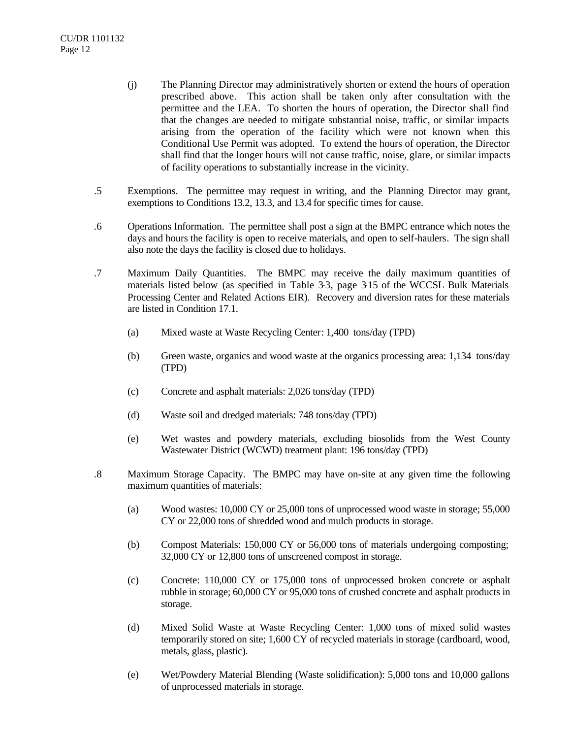(j) The Planning Director may administratively shorten or extend the hours of operation prescribed above. This action shall be taken only after consultation with the permittee and the LEA. To shorten the hours of operation, the Director shall find that the changes are needed to mitigate substantial noise, traffic, or similar impacts arising from the operation of the facility which were not known when this Conditional Use Permit was adopted. To extend the hours of operation, the Director shall find that the longer hours will not cause traffic, noise, glare, or similar impacts of facility operations to substantially increase in the vicinity.

.5 Exemptions. The permittee may request in writing, and the Planning Director may grant, exemptions to Conditions 13.2, 13.3, and 13.4 for specific times for cause.

.6 Operations Information. The permittee shall post a sign at the BMPC entrance which notes the days and hours the facility is open to receive materials, and open to self-haulers. The sign shall also note the days the facility is closed due to holidays.

.7 Maximum Daily Quantities. The BMPC may receive the daily maximum quantities of materials listed below (as specified in Table 3-3, page 3-15 of the WCCSL Bulk Materials Processing Center and Related Actions EIR). Recovery and diversion rates for these materials are listed in Condition 17.1.

(a) Mixed waste at Waste Recycling Center: 1,400 tons/day (TPD)

(b) Green waste, organics and wood waste at the organics processing area: 1,134 tons/day (TPD)

(c) Concrete and asphalt materials: 2,026 tons/day (TPD)

(d) Waste soil and dredged materials: 748 tons/day (TPD)

(e) Wet wastes and powdery materials, excluding biosolids from the West County Wastewater District (WCWD) treatment plant: 196 tons/day (TPD)

.8 Maximum Storage Capacity. The BMPC may have on-site at any given time the following maximum quantities of materials:

(a) Wood wastes: 10,000 CY or 25,000 tons of unprocessed wood waste in storage; 55,000 CY or 22,000 tons of shredded wood and mulch products in storage.

(b) Compost Materials: 150,000 CY or 56,000 tons of materials undergoing composting; 32,000 CY or 12,800 tons of unscreened compost in storage.

(c) Concrete: 110,000 CY or 175,000 tons of unprocessed broken concrete or asphalt rubble in storage; 60,000 CY or 95,000 tons of crushed concrete and asphalt products in storage.

(d) Mixed Solid Waste at Waste Recycling Center: 1,000 tons of mixed solid wastes temporarily stored on site; 1,600 CY of recycled materials in storage (cardboard, wood, metals, glass, plastic).

(e) Wet/Powdery Material Blending (Waste solidification): 5,000 tons and 10,000 gallons of unprocessed materials in storage.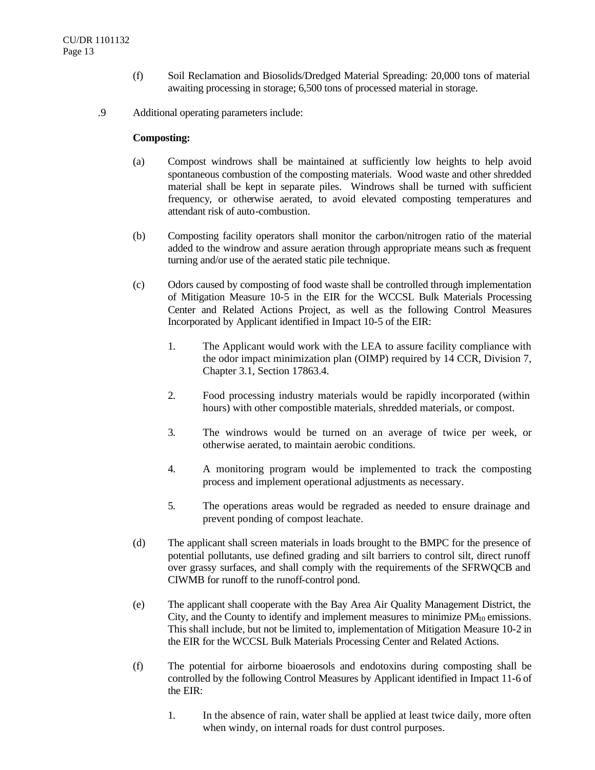(f) Soil Reclamation and Biosolids/Dredged Material Spreading: 20,000 tons of material awaiting processing in storage; 6,500 tons of processed material in storage.

.9 Additional operating parameters include:

**Composting:**

(a) Compost windrows shall be maintained at sufficiently low heights to help avoid spontaneous combustion of the composting materials. Wood waste and other shredded material shall be kept in separate piles. Windrows shall be turned with sufficient frequency, or otherwise aerated, to avoid elevated composting temperatures and attendant risk of auto-combustion.

(b) Composting facility operators shall monitor the carbon/nitrogen ratio of the material added to the windrow and assure aeration through appropriate means such as frequent turning and/or use of the aerated static pile technique.

(c) Odors caused by composting of food waste shall be controlled through implementation of Mitigation Measure 10-5 in the EIR for the WCCSL Bulk Materials Processing Center and Related Actions Project, as well as the following Control Measures Incorporated by Applicant identified in Impact 10-5 of the EIR:

1. The Applicant would work with the LEA to assure facility compliance with the odor impact minimization plan (OIMP) required by 14 CCR, Division 7, Chapter 3.1, Section 17863.4.

2. Food processing industry materials would be rapidly incorporated (within hours) with other compostible materials, shredded materials, or compost.

3. The windrows would be turned on an average of twice per week, or otherwise aerated, to maintain aerobic conditions.

4. A monitoring program would be implemented to track the composting process and implement operational adjustments as necessary.

5. The operations areas would be regraded as needed to ensure drainage and prevent ponding of compost leachate.

(d) The applicant shall screen materials in loads brought to the BMPC for the presence of potential pollutants, use defined grading and silt barriers to control silt, direct runoff over grassy surfaces, and shall comply with the requirements of the SFRWQCB and CIWMB for runoff to the runoff-control pond.

(e) The applicant shall cooperate with the Bay Area Air Quality Management District, the City, and the County to identify and implement measures to minimize $PM_{10}$ emissions. This shall include, but not be limited to, implementation of Mitigation Measure 10-2 in the EIR for the WCCSL Bulk Materials Processing Center and Related Actions.

(f) The potential for airborne bioaerosols and endotoxins during composting shall be controlled by the following Control Measures by Applicant identified in Impact 11-6 of the EIR:

1. In the absence of rain, water shall be applied at least twice daily, more often when windy, on internal roads for dust control purposes.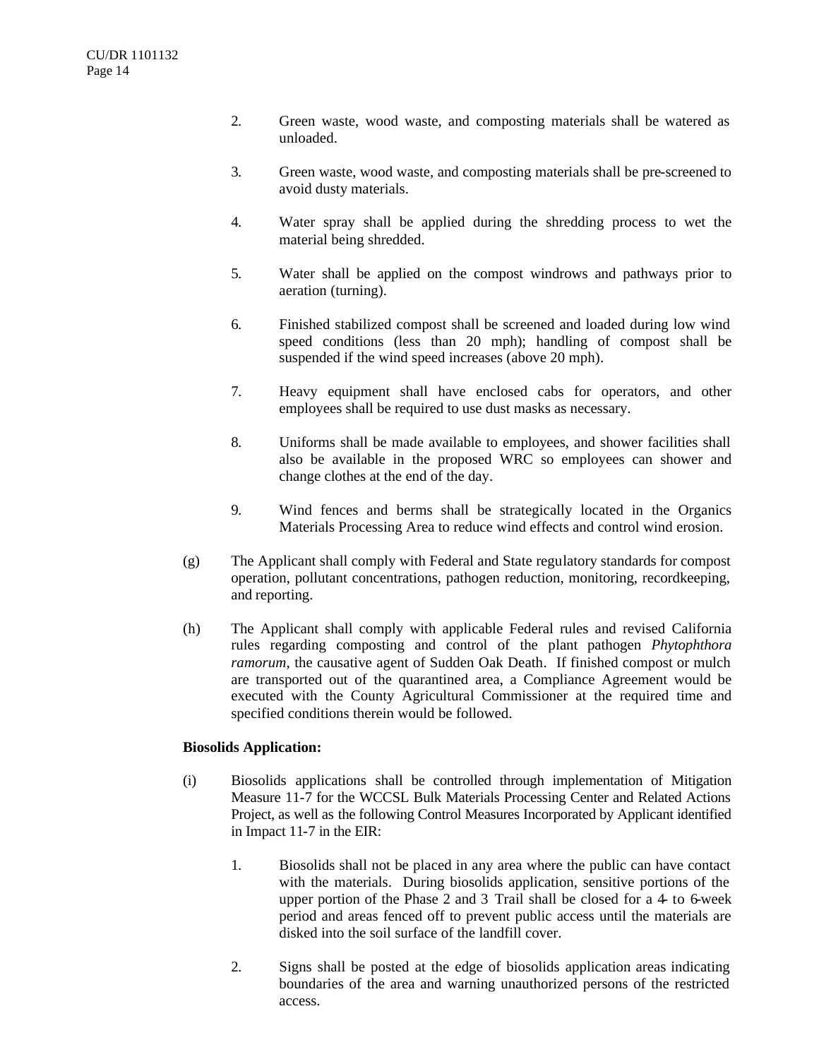2. Green waste, wood waste, and composting materials shall be watered as unloaded.

3. Green waste, wood waste, and composting materials shall be pre-screened to avoid dusty materials.

4. Water spray shall be applied during the shredding process to wet the material being shredded.

5. Water shall be applied on the compost windrows and pathways prior to aeration (turning).

6. Finished stabilized compost shall be screened and loaded during low wind speed conditions (less than 20 mph); handling of compost shall be suspended if the wind speed increases (above 20 mph).

7. Heavy equipment shall have enclosed cabs for operators, and other employees shall be required to use dust masks as necessary.

8. Uniforms shall be made available to employees, and shower facilities shall also be available in the proposed WRC so employees can shower and change clothes at the end of the day.

9. Wind fences and berms shall be strategically located in the Organics Materials Processing Area to reduce wind effects and control wind erosion.

(g) The Applicant shall comply with Federal and State regulatory standards for compost operation, pollutant concentrations, pathogen reduction, monitoring, recordkeeping, and reporting.

(h) The Applicant shall comply with applicable Federal rules and revised California rules regarding composting and control of the plant pathogen *Phytophthora ramorum*, the causative agent of Sudden Oak Death. If finished compost or mulch are transported out of the quarantined area, a Compliance Agreement would be executed with the County Agricultural Commissioner at the required time and specified conditions therein would be followed.

**Biosolids Application:**

(i) Biosolids applications shall be controlled through implementation of Mitigation Measure 11-7 for the WCCSL Bulk Materials Processing Center and Related Actions Project, as well as the following Control Measures Incorporated by Applicant identified in Impact 11-7 in the EIR:

1. Biosolids shall not be placed in any area where the public can have contact with the materials. During biosolids application, sensitive portions of the upper portion of the Phase 2 and 3 Trail shall be closed for a 4- to 6-week period and areas fenced off to prevent public access until the materials are disked into the soil surface of the landfill cover.

2. Signs shall be posted at the edge of biosolids application areas indicating boundaries of the area and warning unauthorized persons of the restricted access.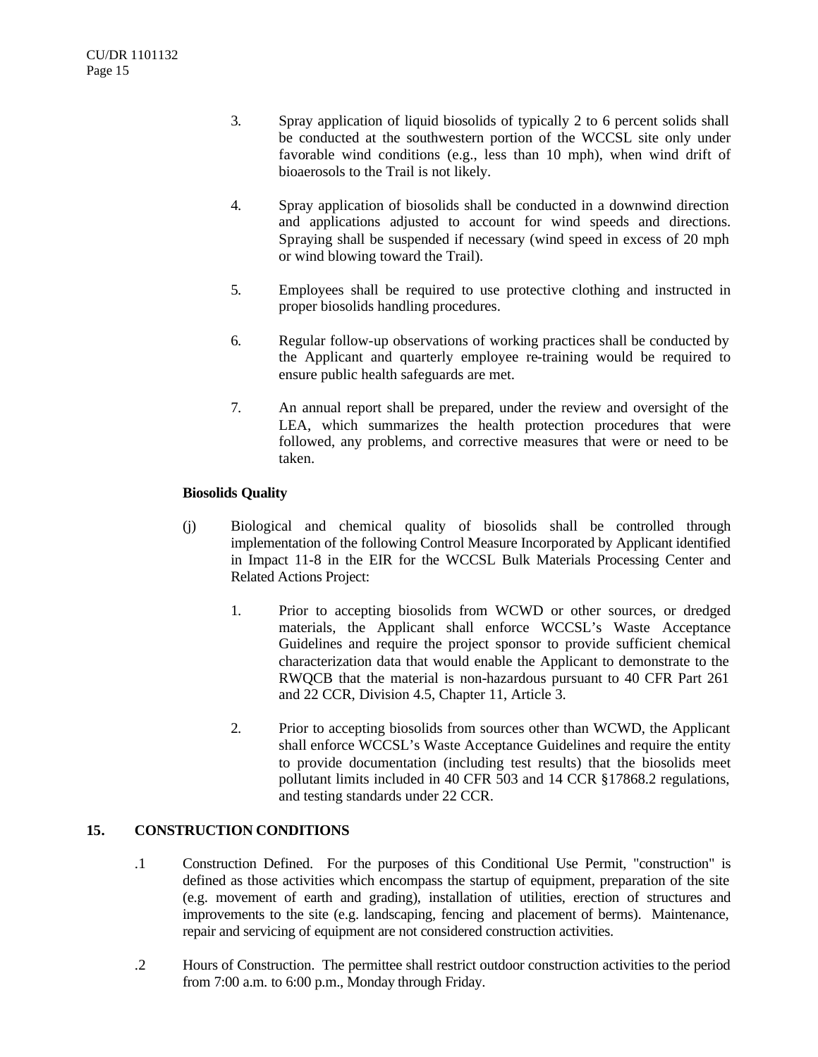3. Spray application of liquid biosolids of typically 2 to 6 percent solids shall be conducted at the southwestern portion of the WCCSL site only under favorable wind conditions (e.g., less than 10 mph), when wind drift of bioaerosols to the Trail is not likely.

4. Spray application of biosolids shall be conducted in a downwind direction and applications adjusted to account for wind speeds and directions. Spraying shall be suspended if necessary (wind speed in excess of 20 mph or wind blowing toward the Trail).

5. Employees shall be required to use protective clothing and instructed in proper biosolids handling procedures.

6. Regular follow-up observations of working practices shall be conducted by the Applicant and quarterly employee re-training would be required to ensure public health safeguards are met.

7. An annual report shall be prepared, under the review and oversight of the LEA, which summarizes the health protection procedures that were followed, any problems, and corrective measures that were or need to be taken.

**Biosolids Quality**

(j) Biological and chemical quality of biosolids shall be controlled through implementation of the following Control Measure Incorporated by Applicant identified in Impact 11-8 in the EIR for the WCCSL Bulk Materials Processing Center and Related Actions Project:

1. Prior to accepting biosolids from WCWD or other sources, or dredged materials, the Applicant shall enforce WCCSL's Waste Acceptance Guidelines and require the project sponsor to provide sufficient chemical characterization data that would enable the Applicant to demonstrate to the RWQCB that the material is non-hazardous pursuant to 40 CFR Part 261 and 22 CCR, Division 4.5, Chapter 11, Article 3.

2. Prior to accepting biosolids from sources other than WCWD, the Applicant shall enforce WCCSL's Waste Acceptance Guidelines and require the entity to provide documentation (including test results) that the biosolids meet pollutant limits included in 40 CFR 503 and 14 CCR §17868.2 regulations, and testing standards under 22 CCR.

## 15. CONSTRUCTION CONDITIONS

.1 Construction Defined. For the purposes of this Conditional Use Permit, "construction" is defined as those activities which encompass the startup of equipment, preparation of the site (e.g. movement of earth and grading), installation of utilities, erection of structures and improvements to the site (e.g. landscaping, fencing and placement of berms). Maintenance, repair and servicing of equipment are not considered construction activities.

.2 Hours of Construction. The permittee shall restrict outdoor construction activities to the period from 7:00 a.m. to 6:00 p.m., Monday through Friday.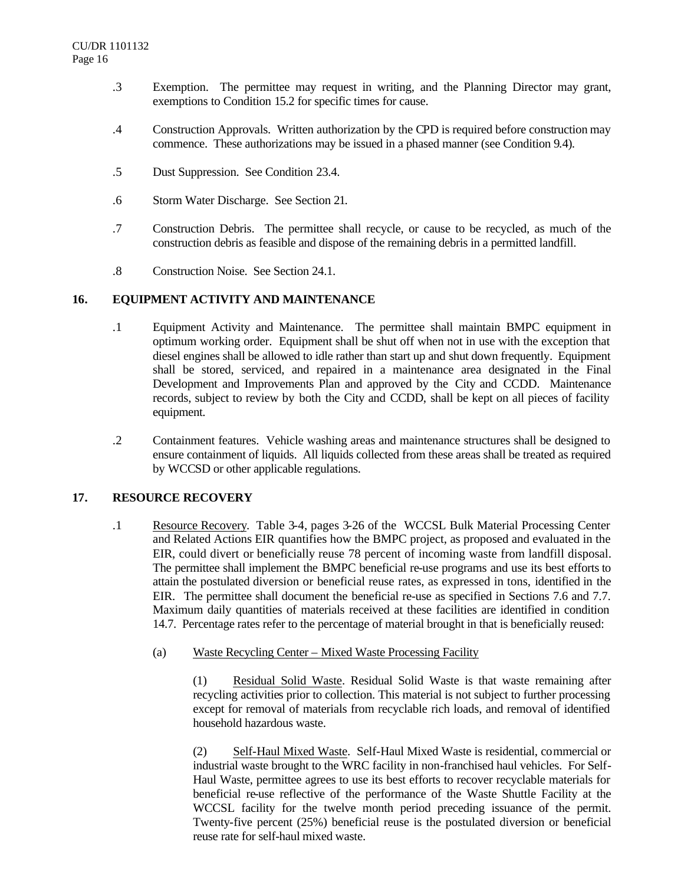.3 Exemption. The permittee may request in writing, and the Planning Director may grant, exemptions to Condition 15.2 for specific times for cause.

.4 Construction Approvals. Written authorization by the CPD is required before construction may commence. These authorizations may be issued in a phased manner (see Condition 9.4).

.5 Dust Suppression. See Condition 23.4.

.6 Storm Water Discharge. See Section 21.

.7 Construction Debris. The permittee shall recycle, or cause to be recycled, as much of the construction debris as feasible and dispose of the remaining debris in a permitted landfill.

.8 Construction Noise. See Section 24.1.

## 16. EQUIPMENT ACTIVITY AND MAINTENANCE

.1 Equipment Activity and Maintenance. The permittee shall maintain BMPC equipment in optimum working order. Equipment shall be shut off when not in use with the exception that diesel engines shall be allowed to idle rather than start up and shut down frequently. Equipment shall be stored, serviced, and repaired in a maintenance area designated in the Final Development and Improvements Plan and approved by the City and CCDD. Maintenance records, subject to review by both the City and CCDD, shall be kept on all pieces of facility equipment.

.2 Containment features. Vehicle washing areas and maintenance structures shall be designed to ensure containment of liquids. All liquids collected from these areas shall be treated as required by WCCSD or other applicable regulations.

## 17. RESOURCE RECOVERY

.1 Resource Recovery. Table 3-4, pages 3-26 of the WCCSL Bulk Material Processing Center and Related Actions EIR quantifies how the BMPC project, as proposed and evaluated in the EIR, could divert or beneficially reuse 78 percent of incoming waste from landfill disposal. The permittee shall implement the BMPC beneficial re-use programs and use its best efforts to attain the postulated diversion or beneficial reuse rates, as expressed in tons, identified in the EIR. The permittee shall document the beneficial re-use as specified in Sections 7.6 and 7.7. Maximum daily quantities of materials received at these facilities are identified in condition 14.7. Percentage rates refer to the percentage of material brought in that is beneficially reused:

(a) Waste Recycling Center – Mixed Waste Processing Facility

(1) Residual Solid Waste. Residual Solid Waste is that waste remaining after recycling activities prior to collection. This material is not subject to further processing except for removal of materials from recyclable rich loads, and removal of identified household hazardous waste.

(2) Self-Haul Mixed Waste. Self-Haul Mixed Waste is residential, commercial or industrial waste brought to the WRC facility in non-franchised haul vehicles. For Self-Haul Waste, permittee agrees to use its best efforts to recover recyclable materials for beneficial re-use reflective of the performance of the Waste Shuttle Facility at the WCCSL facility for the twelve month period preceding issuance of the permit. Twenty-five percent (25%) beneficial reuse is the postulated diversion or beneficial reuse rate for self-haul mixed waste.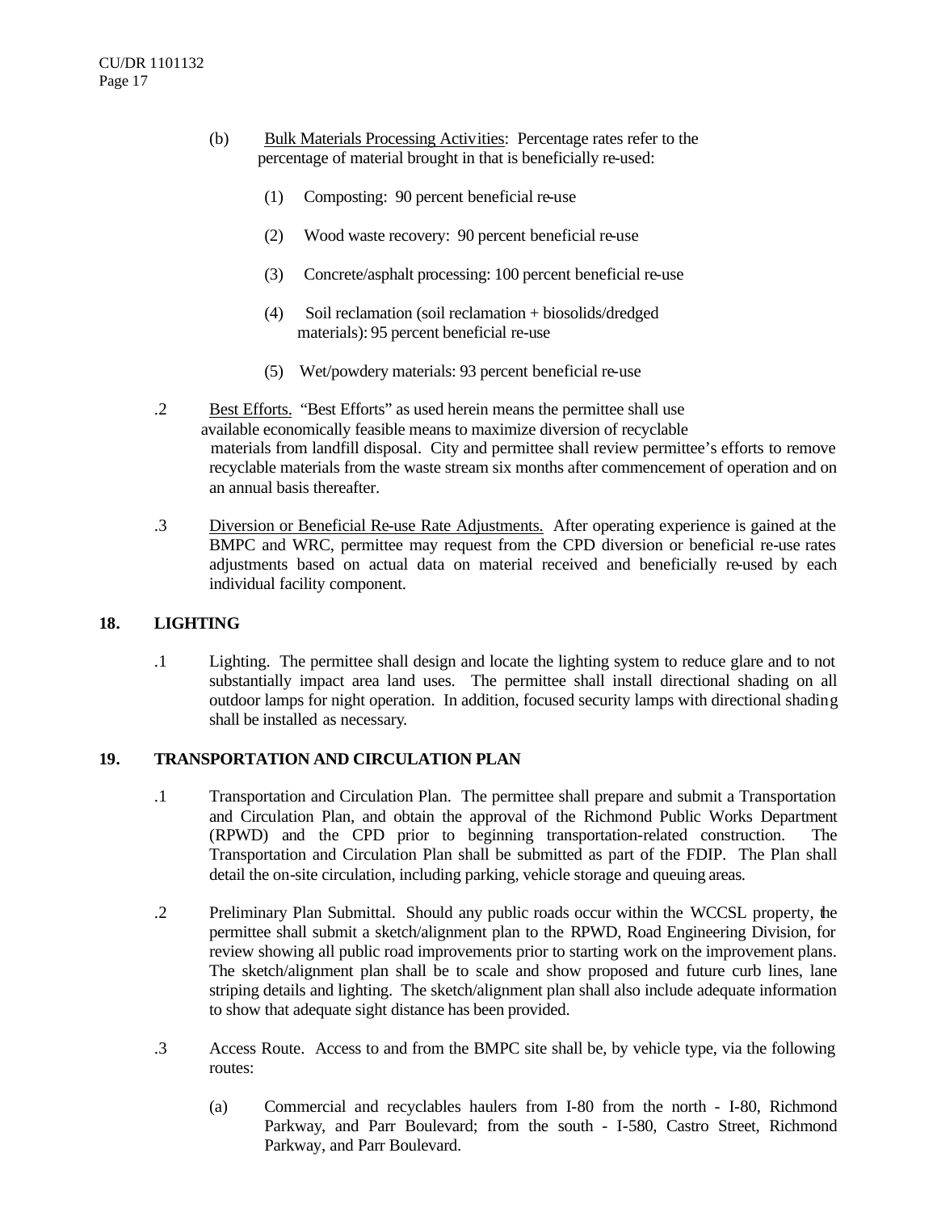(b) Bulk Materials Processing Activities: Percentage rates refer to the percentage of material brought in that is beneficially re-used:

(1) Composting: 90 percent beneficial re-use

(2) Wood waste recovery: 90 percent beneficial re-use

(3) Concrete/asphalt processing: 100 percent beneficial re-use

(4) Soil reclamation (soil reclamation + biosolids/dredged materials): 95 percent beneficial re-use

(5) Wet/powdery materials: 93 percent beneficial re-use

.2 Best Efforts. "Best Efforts" as used herein means the permittee shall use available economically feasible means to maximize diversion of recyclable materials from landfill disposal. City and permittee shall review permittee's efforts to remove recyclable materials from the waste stream six months after commencement of operation and on an annual basis thereafter.

.3 Diversion or Beneficial Re-use Rate Adjustments. After operating experience is gained at the BMPC and WRC, permittee may request from the CPD diversion or beneficial re-use rates adjustments based on actual data on material received and beneficially re-used by each individual facility component.

## 18. LIGHTING

.1 Lighting. The permittee shall design and locate the lighting system to reduce glare and to not substantially impact area land uses. The permittee shall install directional shading on all outdoor lamps for night operation. In addition, focused security lamps with directional shading shall be installed as necessary.

## 19. TRANSPORTATION AND CIRCULATION PLAN

.1 Transportation and Circulation Plan. The permittee shall prepare and submit a Transportation and Circulation Plan, and obtain the approval of the Richmond Public Works Department (RPWD) and the CPD prior to beginning transportation-related construction. The Transportation and Circulation Plan shall be submitted as part of the FDIP. The Plan shall detail the on-site circulation, including parking, vehicle storage and queuing areas.

.2 Preliminary Plan Submittal. Should any public roads occur within the WCCSL property, the permittee shall submit a sketch/alignment plan to the RPWD, Road Engineering Division, for review showing all public road improvements prior to starting work on the improvement plans. The sketch/alignment plan shall be to scale and show proposed and future curb lines, lane striping details and lighting. The sketch/alignment plan shall also include adequate information to show that adequate sight distance has been provided.

.3 Access Route. Access to and from the BMPC site shall be, by vehicle type, via the following routes:

(a) Commercial and recyclables haulers from I-80 from the north - I-80, Richmond Parkway, and Parr Boulevard; from the south - I-580, Castro Street, Richmond Parkway, and Parr Boulevard.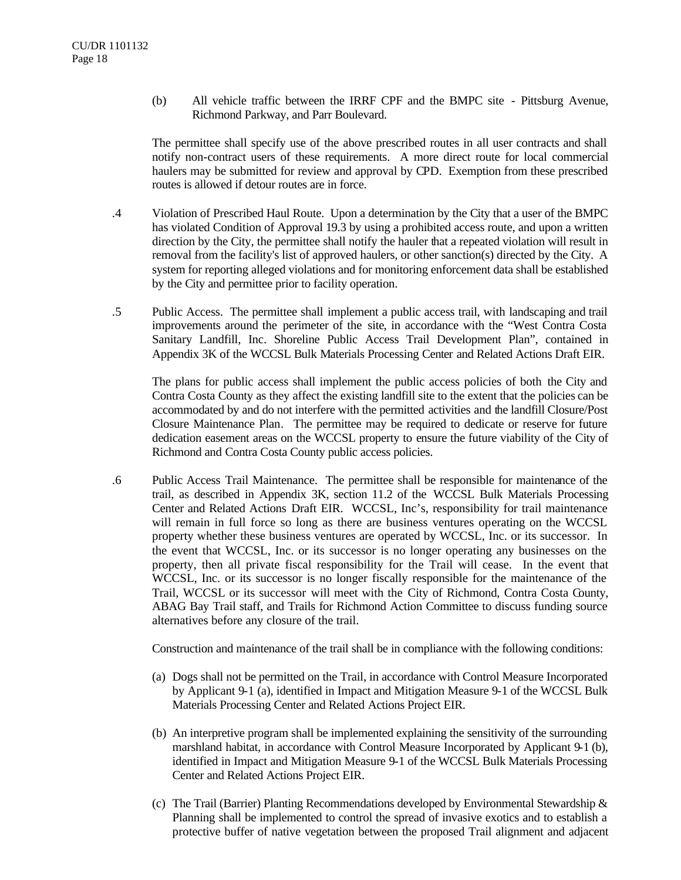(b) All vehicle traffic between the IRRF CPF and the BMPC site - Pittsburg Avenue, Richmond Parkway, and Parr Boulevard.

The permittee shall specify use of the above prescribed routes in all user contracts and shall notify non-contract users of these requirements. A more direct route for local commercial haulers may be submitted for review and approval by CPD. Exemption from these prescribed routes is allowed if detour routes are in force.

.4 Violation of Prescribed Haul Route. Upon a determination by the City that a user of the BMPC has violated Condition of Approval 19.3 by using a prohibited access route, and upon a written direction by the City, the permittee shall notify the hauler that a repeated violation will result in removal from the facility's list of approved haulers, or other sanction(s) directed by the City. A system for reporting alleged violations and for monitoring enforcement data shall be established by the City and permittee prior to facility operation.

.5 Public Access. The permittee shall implement a public access trail, with landscaping and trail improvements around the perimeter of the site, in accordance with the "West Contra Costa Sanitary Landfill, Inc. Shoreline Public Access Trail Development Plan", contained in Appendix 3K of the WCCSL Bulk Materials Processing Center and Related Actions Draft EIR.

The plans for public access shall implement the public access policies of both the City and Contra Costa County as they affect the existing landfill site to the extent that the policies can be accommodated by and do not interfere with the permitted activities and the landfill Closure/Post Closure Maintenance Plan. The permittee may be required to dedicate or reserve for future dedication easement areas on the WCCSL property to ensure the future viability of the City of Richmond and Contra Costa County public access policies.

.6 Public Access Trail Maintenance. The permittee shall be responsible for maintenance of the trail, as described in Appendix 3K, section 11.2 of the WCCSL Bulk Materials Processing Center and Related Actions Draft EIR. WCCSL, Inc's, responsibility for trail maintenance will remain in full force so long as there are business ventures operating on the WCCSL property whether these business ventures are operated by WCCSL, Inc. or its successor. In the event that WCCSL, Inc. or its successor is no longer operating any businesses on the property, then all private fiscal responsibility for the Trail will cease. In the event that WCCSL, Inc. or its successor is no longer fiscally responsible for the maintenance of the Trail, WCCSL or its successor will meet with the City of Richmond, Contra Costa County, ABAG Bay Trail staff, and Trails for Richmond Action Committee to discuss funding source alternatives before any closure of the trail.

Construction and maintenance of the trail shall be in compliance with the following conditions:

(a) Dogs shall not be permitted on the Trail, in accordance with Control Measure Incorporated by Applicant 9-1 (a), identified in Impact and Mitigation Measure 9-1 of the WCCSL Bulk Materials Processing Center and Related Actions Project EIR.

(b) An interpretive program shall be implemented explaining the sensitivity of the surrounding marshland habitat, in accordance with Control Measure Incorporated by Applicant 9-1 (b), identified in Impact and Mitigation Measure 9-1 of the WCCSL Bulk Materials Processing Center and Related Actions Project EIR.

(c) The Trail (Barrier) Planting Recommendations developed by Environmental Stewardship & Planning shall be implemented to control the spread of invasive exotics and to establish a protective buffer of native vegetation between the proposed Trail alignment and adjacent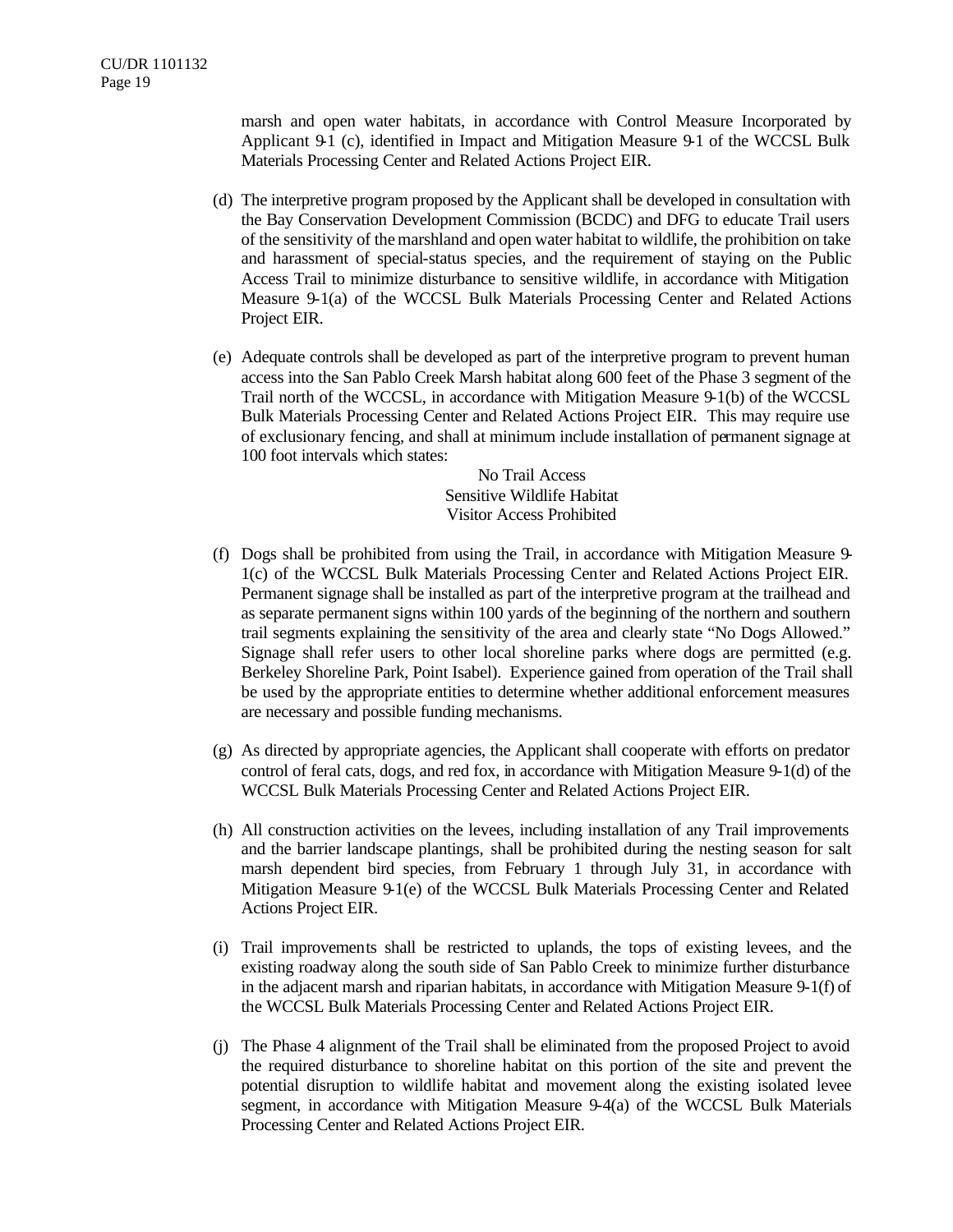marsh and open water habitats, in accordance with Control Measure Incorporated by Applicant 9-1 (c), identified in Impact and Mitigation Measure 9-1 of the WCCSL Bulk Materials Processing Center and Related Actions Project EIR.

(d) The interpretive program proposed by the Applicant shall be developed in consultation with the Bay Conservation Development Commission (BCDC) and DFG to educate Trail users of the sensitivity of the marshland and open water habitat to wildlife, the prohibition on take and harassment of special-status species, and the requirement of staying on the Public Access Trail to minimize disturbance to sensitive wildlife, in accordance with Mitigation Measure 9-1(a) of the WCCSL Bulk Materials Processing Center and Related Actions Project EIR.

(e) Adequate controls shall be developed as part of the interpretive program to prevent human access into the San Pablo Creek Marsh habitat along 600 feet of the Phase 3 segment of the Trail north of the WCCSL, in accordance with Mitigation Measure 9-1(b) of the WCCSL Bulk Materials Processing Center and Related Actions Project EIR. This may require use of exclusionary fencing, and shall at minimum include installation of permanent signage at 100 foot intervals which states:

No Trail Access
Sensitive Wildlife Habitat
Visitor Access Prohibited

(f) Dogs shall be prohibited from using the Trail, in accordance with Mitigation Measure 9-1(c) of the WCCSL Bulk Materials Processing Center and Related Actions Project EIR. Permanent signage shall be installed as part of the interpretive program at the trailhead and as separate permanent signs within 100 yards of the beginning of the northern and southern trail segments explaining the sensitivity of the area and clearly state "No Dogs Allowed." Signage shall refer users to other local shoreline parks where dogs are permitted (e.g. Berkeley Shoreline Park, Point Isabel). Experience gained from operation of the Trail shall be used by the appropriate entities to determine whether additional enforcement measures are necessary and possible funding mechanisms.

(g) As directed by appropriate agencies, the Applicant shall cooperate with efforts on predator control of feral cats, dogs, and red fox, in accordance with Mitigation Measure 9-1(d) of the WCCSL Bulk Materials Processing Center and Related Actions Project EIR.

(h) All construction activities on the levees, including installation of any Trail improvements and the barrier landscape plantings, shall be prohibited during the nesting season for salt marsh dependent bird species, from February 1 through July 31, in accordance with Mitigation Measure 9-1(e) of the WCCSL Bulk Materials Processing Center and Related Actions Project EIR.

(i) Trail improvements shall be restricted to uplands, the tops of existing levees, and the existing roadway along the south side of San Pablo Creek to minimize further disturbance in the adjacent marsh and riparian habitats, in accordance with Mitigation Measure 9-1(f) of the WCCSL Bulk Materials Processing Center and Related Actions Project EIR.

(j) The Phase 4 alignment of the Trail shall be eliminated from the proposed Project to avoid the required disturbance to shoreline habitat on this portion of the site and prevent the potential disruption to wildlife habitat and movement along the existing isolated levee segment, in accordance with Mitigation Measure 9-4(a) of the WCCSL Bulk Materials Processing Center and Related Actions Project EIR.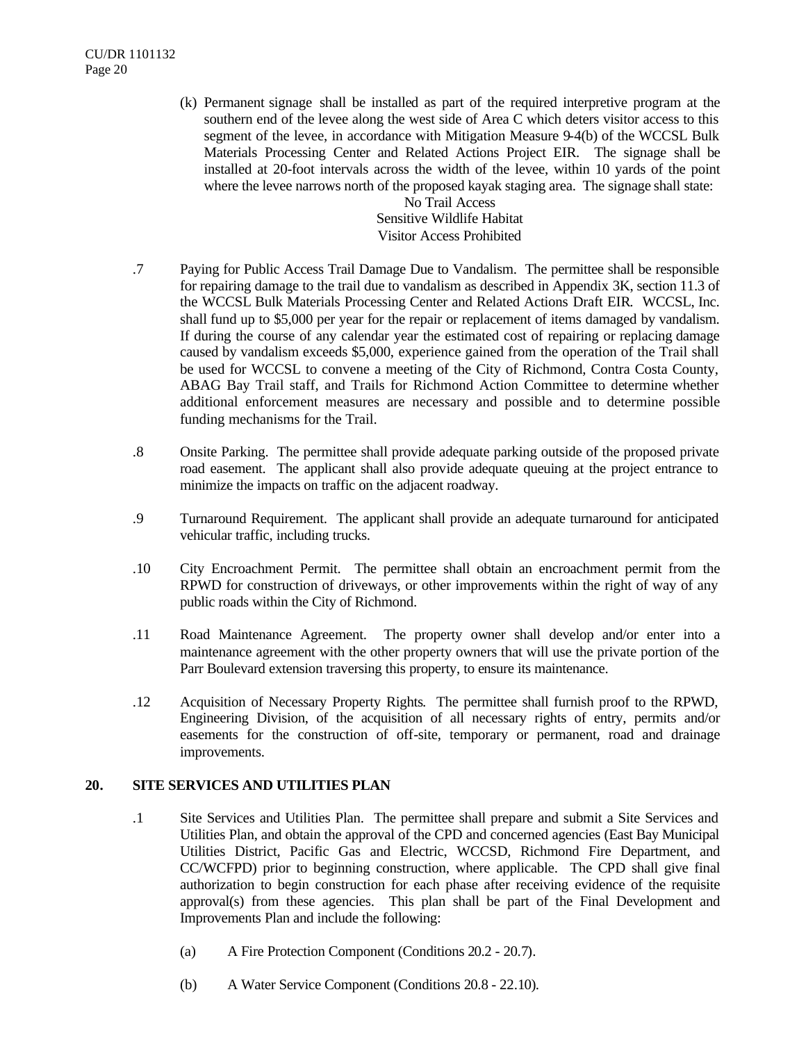(k) Permanent signage shall be installed as part of the required interpretive program at the southern end of the levee along the west side of Area C which deters visitor access to this segment of the levee, in accordance with Mitigation Measure 9-4(b) of the WCCSL Bulk Materials Processing Center and Related Actions Project EIR. The signage shall be installed at 20-foot intervals across the width of the levee, within 10 yards of the point where the levee narrows north of the proposed kayak staging area. The signage shall state:

No Trail Access
Sensitive Wildlife Habitat
Visitor Access Prohibited

.7 Paying for Public Access Trail Damage Due to Vandalism. The permittee shall be responsible for repairing damage to the trail due to vandalism as described in Appendix 3K, section 11.3 of the WCCSL Bulk Materials Processing Center and Related Actions Draft EIR. WCCSL, Inc. shall fund up to $5,000 per year for the repair or replacement of items damaged by vandalism. If during the course of any calendar year the estimated cost of repairing or replacing damage caused by vandalism exceeds $5,000, experience gained from the operation of the Trail shall be used for WCCSL to convene a meeting of the City of Richmond, Contra Costa County, ABAG Bay Trail staff, and Trails for Richmond Action Committee to determine whether additional enforcement measures are necessary and possible and to determine possible funding mechanisms for the Trail.

.8 Onsite Parking. The permittee shall provide adequate parking outside of the proposed private road easement. The applicant shall also provide adequate queuing at the project entrance to minimize the impacts on traffic on the adjacent roadway.

.9 Turnaround Requirement. The applicant shall provide an adequate turnaround for anticipated vehicular traffic, including trucks.

.10 City Encroachment Permit. The permittee shall obtain an encroachment permit from the RPWD for construction of driveways, or other improvements within the right of way of any public roads within the City of Richmond.

.11 Road Maintenance Agreement. The property owner shall develop and/or enter into a maintenance agreement with the other property owners that will use the private portion of the Parr Boulevard extension traversing this property, to ensure its maintenance.

.12 Acquisition of Necessary Property Rights. The permittee shall furnish proof to the RPWD, Engineering Division, of the acquisition of all necessary rights of entry, permits and/or easements for the construction of off-site, temporary or permanent, road and drainage improvements.

## 20. SITE SERVICES AND UTILITIES PLAN

.1 Site Services and Utilities Plan. The permittee shall prepare and submit a Site Services and Utilities Plan, and obtain the approval of the CPD and concerned agencies (East Bay Municipal Utilities District, Pacific Gas and Electric, WCCSD, Richmond Fire Department, and CC/WCFPD) prior to beginning construction, where applicable. The CPD shall give final authorization to begin construction for each phase after receiving evidence of the requisite approval(s) from these agencies. This plan shall be part of the Final Development and Improvements Plan and include the following:

(a) A Fire Protection Component (Conditions 20.2 - 20.7).

(b) A Water Service Component (Conditions 20.8 - 22.10).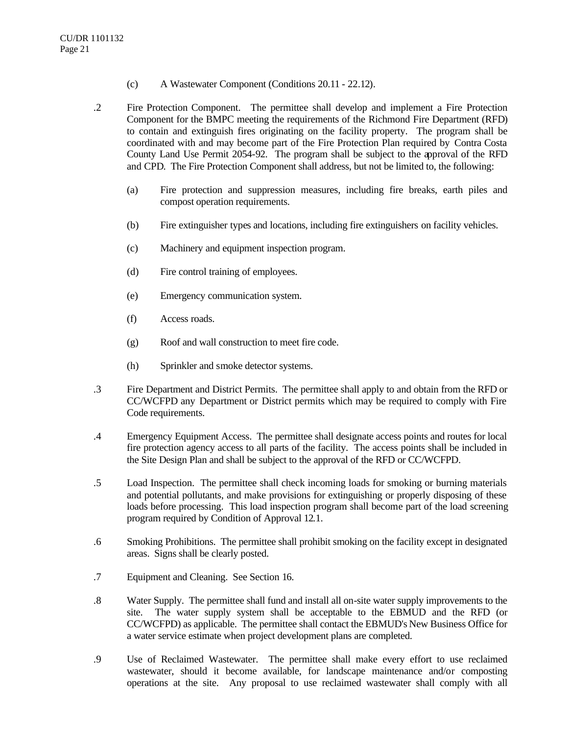(c) A Wastewater Component (Conditions 20.11 - 22.12).

.2 Fire Protection Component. The permittee shall develop and implement a Fire Protection Component for the BMPC meeting the requirements of the Richmond Fire Department (RFD) to contain and extinguish fires originating on the facility property. The program shall be coordinated with and may become part of the Fire Protection Plan required by Contra Costa County Land Use Permit 2054-92. The program shall be subject to the approval of the RFD and CPD. The Fire Protection Component shall address, but not be limited to, the following:

(a) Fire protection and suppression measures, including fire breaks, earth piles and compost operation requirements.

(b) Fire extinguisher types and locations, including fire extinguishers on facility vehicles.

(c) Machinery and equipment inspection program.

(d) Fire control training of employees.

(e) Emergency communication system.

(f) Access roads.

(g) Roof and wall construction to meet fire code.

(h) Sprinkler and smoke detector systems.

.3 Fire Department and District Permits. The permittee shall apply to and obtain from the RFD or CC/WCFPD any Department or District permits which may be required to comply with Fire Code requirements.

.4 Emergency Equipment Access. The permittee shall designate access points and routes for local fire protection agency access to all parts of the facility. The access points shall be included in the Site Design Plan and shall be subject to the approval of the RFD or CC/WCFPD.

.5 Load Inspection. The permittee shall check incoming loads for smoking or burning materials and potential pollutants, and make provisions for extinguishing or properly disposing of these loads before processing. This load inspection program shall become part of the load screening program required by Condition of Approval 12.1.

.6 Smoking Prohibitions. The permittee shall prohibit smoking on the facility except in designated areas. Signs shall be clearly posted.

.7 Equipment and Cleaning. See Section 16.

.8 Water Supply. The permittee shall fund and install all on-site water supply improvements to the site. The water supply system shall be acceptable to the EBMUD and the RFD (or CC/WCFPD) as applicable. The permittee shall contact the EBMUD's New Business Office for a water service estimate when project development plans are completed.

.9 Use of Reclaimed Wastewater. The permittee shall make every effort to use reclaimed wastewater, should it become available, for landscape maintenance and/or composting operations at the site. Any proposal to use reclaimed wastewater shall comply with all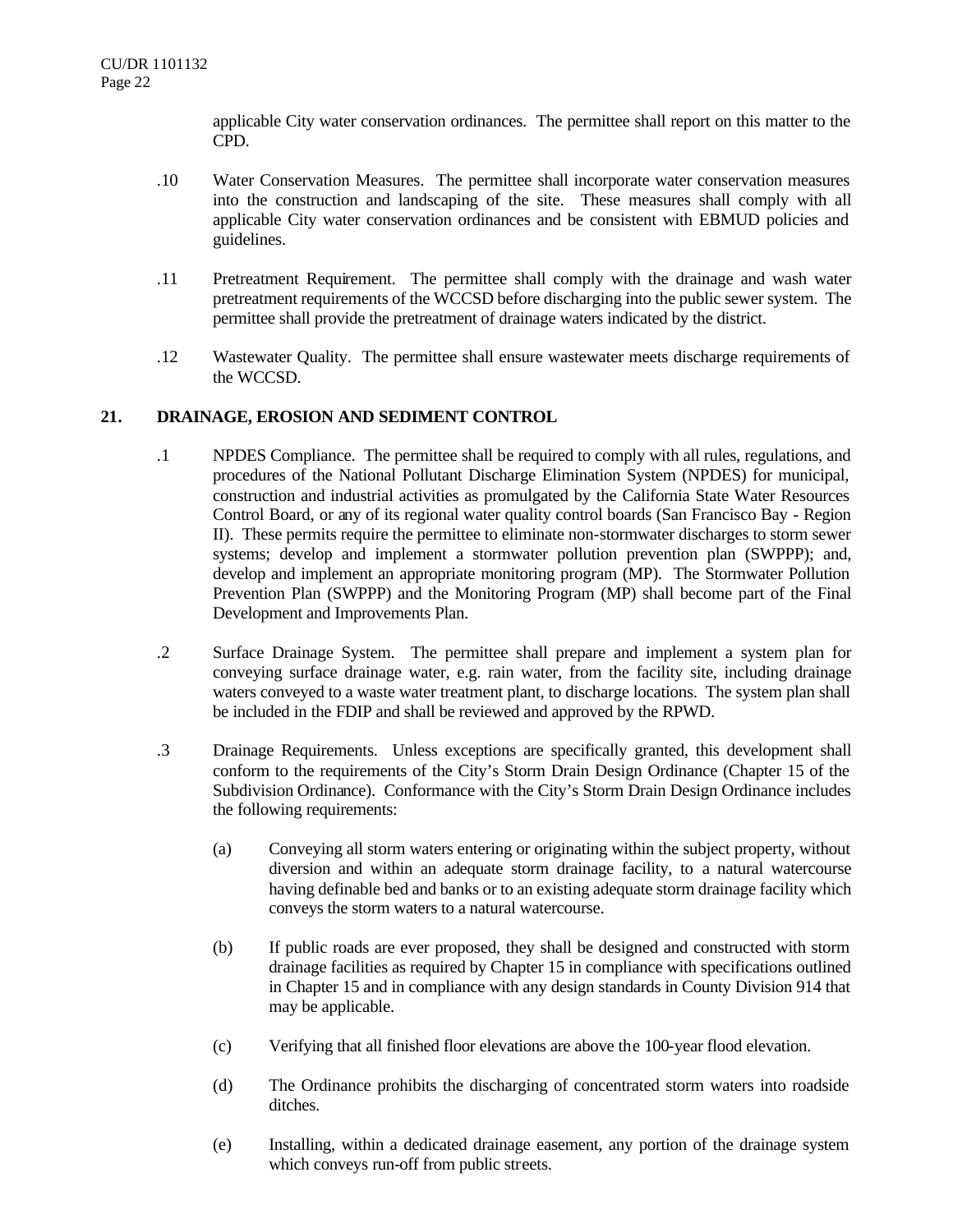applicable City water conservation ordinances. The permittee shall report on this matter to the CPD.

.10 Water Conservation Measures. The permittee shall incorporate water conservation measures into the construction and landscaping of the site. These measures shall comply with all applicable City water conservation ordinances and be consistent with EBMUD policies and guidelines.

.11 Pretreatment Requirement. The permittee shall comply with the drainage and wash water pretreatment requirements of the WCCSD before discharging into the public sewer system. The permittee shall provide the pretreatment of drainage waters indicated by the district.

.12 Wastewater Quality. The permittee shall ensure wastewater meets discharge requirements of the WCCSD.

**21. DRAINAGE, EROSION AND SEDIMENT CONTROL**

.1 NPDES Compliance. The permittee shall be required to comply with all rules, regulations, and procedures of the National Pollutant Discharge Elimination System (NPDES) for municipal, construction and industrial activities as promulgated by the California State Water Resources Control Board, or any of its regional water quality control boards (San Francisco Bay - Region II). These permits require the permittee to eliminate non-stormwater discharges to storm sewer systems; develop and implement a stormwater pollution prevention plan (SWPPP); and, develop and implement an appropriate monitoring program (MP). The Stormwater Pollution Prevention Plan (SWPPP) and the Monitoring Program (MP) shall become part of the Final Development and Improvements Plan.

.2 Surface Drainage System. The permittee shall prepare and implement a system plan for conveying surface drainage water, e.g. rain water, from the facility site, including drainage waters conveyed to a waste water treatment plant, to discharge locations. The system plan shall be included in the FDIP and shall be reviewed and approved by the RPWD.

.3 Drainage Requirements. Unless exceptions are specifically granted, this development shall conform to the requirements of the City's Storm Drain Design Ordinance (Chapter 15 of the Subdivision Ordinance). Conformance with the City's Storm Drain Design Ordinance includes the following requirements:

(a) Conveying all storm waters entering or originating within the subject property, without diversion and within an adequate storm drainage facility, to a natural watercourse having definable bed and banks or to an existing adequate storm drainage facility which conveys the storm waters to a natural watercourse.

(b) If public roads are ever proposed, they shall be designed and constructed with storm drainage facilities as required by Chapter 15 in compliance with specifications outlined in Chapter 15 and in compliance with any design standards in County Division 914 that may be applicable.

(c) Verifying that all finished floor elevations are above the 100-year flood elevation.

(d) The Ordinance prohibits the discharging of concentrated storm waters into roadside ditches.

(e) Installing, within a dedicated drainage easement, any portion of the drainage system which conveys run-off from public streets.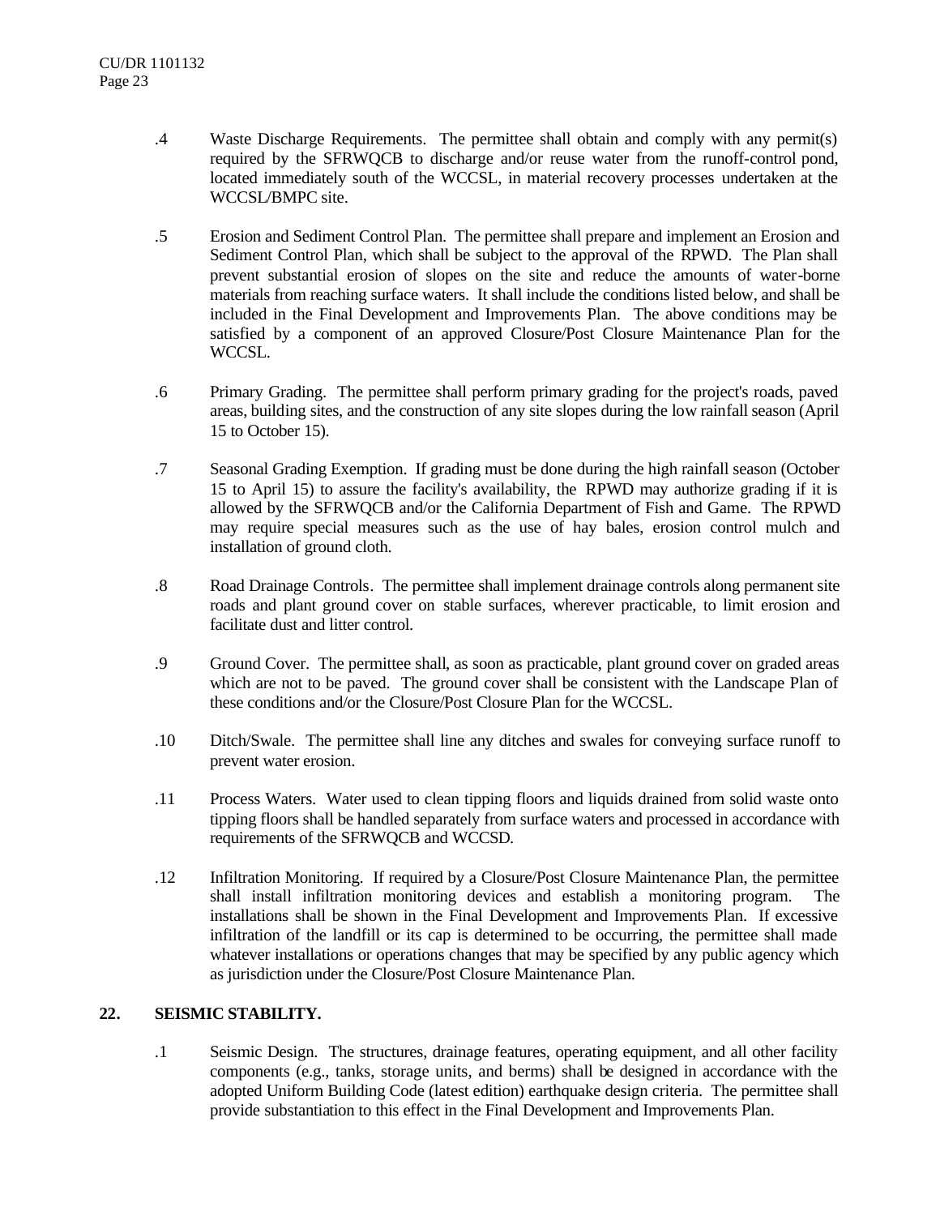.4 Waste Discharge Requirements. The permittee shall obtain and comply with any permit(s) required by the SFRWQCB to discharge and/or reuse water from the runoff-control pond, located immediately south of the WCCSL, in material recovery processes undertaken at the WCCSL/BMPC site.

.5 Erosion and Sediment Control Plan. The permittee shall prepare and implement an Erosion and Sediment Control Plan, which shall be subject to the approval of the RPWD. The Plan shall prevent substantial erosion of slopes on the site and reduce the amounts of water-borne materials from reaching surface waters. It shall include the conditions listed below, and shall be included in the Final Development and Improvements Plan. The above conditions may be satisfied by a component of an approved Closure/Post Closure Maintenance Plan for the WCCSL.

.6 Primary Grading. The permittee shall perform primary grading for the project's roads, paved areas, building sites, and the construction of any site slopes during the low rainfall season (April 15 to October 15).

.7 Seasonal Grading Exemption. If grading must be done during the high rainfall season (October 15 to April 15) to assure the facility's availability, the RPWD may authorize grading if it is allowed by the SFRWQCB and/or the California Department of Fish and Game. The RPWD may require special measures such as the use of hay bales, erosion control mulch and installation of ground cloth.

.8 Road Drainage Controls. The permittee shall implement drainage controls along permanent site roads and plant ground cover on stable surfaces, wherever practicable, to limit erosion and facilitate dust and litter control.

.9 Ground Cover. The permittee shall, as soon as practicable, plant ground cover on graded areas which are not to be paved. The ground cover shall be consistent with the Landscape Plan of these conditions and/or the Closure/Post Closure Plan for the WCCSL.

.10 Ditch/Swale. The permittee shall line any ditches and swales for conveying surface runoff to prevent water erosion.

.11 Process Waters. Water used to clean tipping floors and liquids drained from solid waste onto tipping floors shall be handled separately from surface waters and processed in accordance with requirements of the SFRWQCB and WCCSD.

.12 Infiltration Monitoring. If required by a Closure/Post Closure Maintenance Plan, the permittee shall install infiltration monitoring devices and establish a monitoring program. The installations shall be shown in the Final Development and Improvements Plan. If excessive infiltration of the landfill or its cap is determined to be occurring, the permittee shall made whatever installations or operations changes that may be specified by any public agency which as jurisdiction under the Closure/Post Closure Maintenance Plan.

## 22. SEISMIC STABILITY.

.1 Seismic Design. The structures, drainage features, operating equipment, and all other facility components (e.g., tanks, storage units, and berms) shall be designed in accordance with the adopted Uniform Building Code (latest edition) earthquake design criteria. The permittee shall provide substantiation to this effect in the Final Development and Improvements Plan.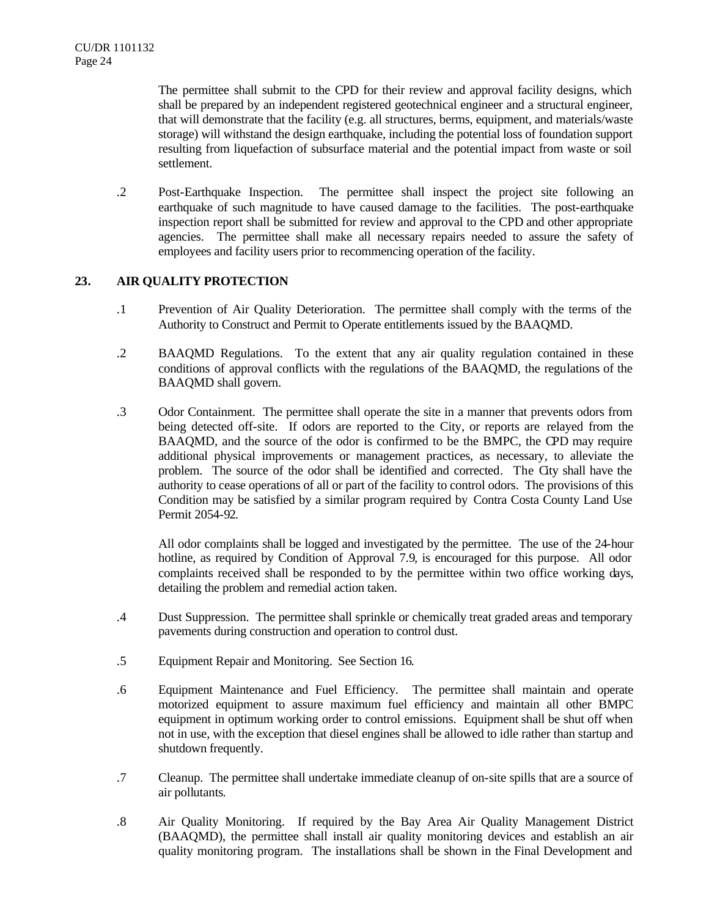The permittee shall submit to the CPD for their review and approval facility designs, which shall be prepared by an independent registered geotechnical engineer and a structural engineer, that will demonstrate that the facility (e.g. all structures, berms, equipment, and materials/waste storage) will withstand the design earthquake, including the potential loss of foundation support resulting from liquefaction of subsurface material and the potential impact from waste or soil settlement.

.2 Post-Earthquake Inspection. The permittee shall inspect the project site following an earthquake of such magnitude to have caused damage to the facilities. The post-earthquake inspection report shall be submitted for review and approval to the CPD and other appropriate agencies. The permittee shall make all necessary repairs needed to assure the safety of employees and facility users prior to recommencing operation of the facility.

## 23. AIR QUALITY PROTECTION

.1 Prevention of Air Quality Deterioration. The permittee shall comply with the terms of the Authority to Construct and Permit to Operate entitlements issued by the BAAQMD.

.2 BAAQMD Regulations. To the extent that any air quality regulation contained in these conditions of approval conflicts with the regulations of the BAAQMD, the regulations of the BAAQMD shall govern.

.3 Odor Containment. The permittee shall operate the site in a manner that prevents odors from being detected off-site. If odors are reported to the City, or reports are relayed from the BAAQMD, and the source of the odor is confirmed to be the BMPC, the CPD may require additional physical improvements or management practices, as necessary, to alleviate the problem. The source of the odor shall be identified and corrected. The City shall have the authority to cease operations of all or part of the facility to control odors. The provisions of this Condition may be satisfied by a similar program required by Contra Costa County Land Use Permit 2054-92.

All odor complaints shall be logged and investigated by the permittee. The use of the 24-hour hotline, as required by Condition of Approval 7.9, is encouraged for this purpose. All odor complaints received shall be responded to by the permittee within two office working days, detailing the problem and remedial action taken.

.4 Dust Suppression. The permittee shall sprinkle or chemically treat graded areas and temporary pavements during construction and operation to control dust.

.5 Equipment Repair and Monitoring. See Section 16.

.6 Equipment Maintenance and Fuel Efficiency. The permittee shall maintain and operate motorized equipment to assure maximum fuel efficiency and maintain all other BMPC equipment in optimum working order to control emissions. Equipment shall be shut off when not in use, with the exception that diesel engines shall be allowed to idle rather than startup and shutdown frequently.

.7 Cleanup. The permittee shall undertake immediate cleanup of on-site spills that are a source of air pollutants.

.8 Air Quality Monitoring. If required by the Bay Area Air Quality Management District (BAAQMD), the permittee shall install air quality monitoring devices and establish an air quality monitoring program. The installations shall be shown in the Final Development and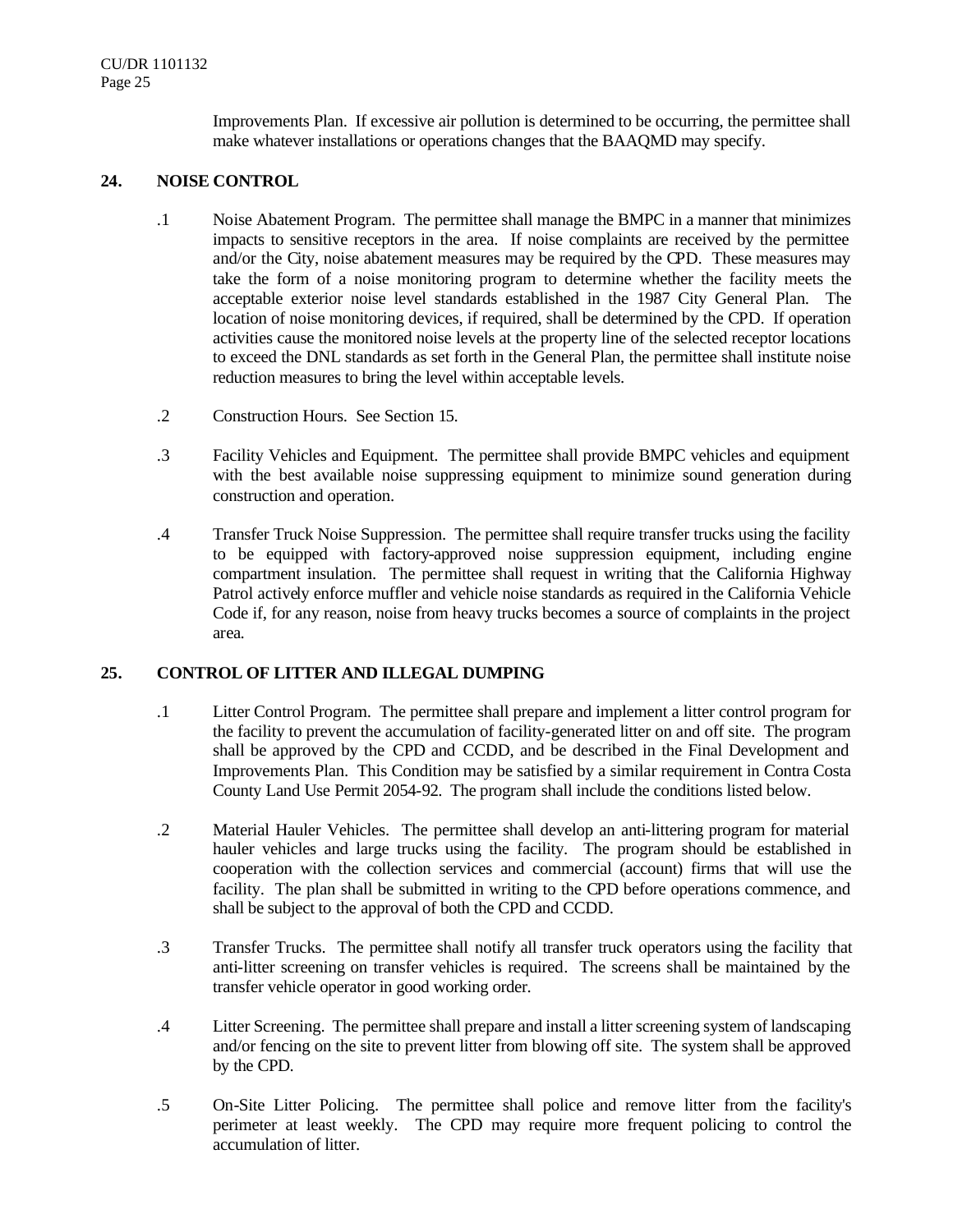Improvements Plan. If excessive air pollution is determined to be occurring, the permittee shall make whatever installations or operations changes that the BAAQMD may specify.

## 24. NOISE CONTROL

.1 Noise Abatement Program. The permittee shall manage the BMPC in a manner that minimizes impacts to sensitive receptors in the area. If noise complaints are received by the permittee and/or the City, noise abatement measures may be required by the CPD. These measures may take the form of a noise monitoring program to determine whether the facility meets the acceptable exterior noise level standards established in the 1987 City General Plan. The location of noise monitoring devices, if required, shall be determined by the CPD. If operation activities cause the monitored noise levels at the property line of the selected receptor locations to exceed the DNL standards as set forth in the General Plan, the permittee shall institute noise reduction measures to bring the level within acceptable levels.

.2 Construction Hours. See Section 15.

.3 Facility Vehicles and Equipment. The permittee shall provide BMPC vehicles and equipment with the best available noise suppressing equipment to minimize sound generation during construction and operation.

.4 Transfer Truck Noise Suppression. The permittee shall require transfer trucks using the facility to be equipped with factory-approved noise suppression equipment, including engine compartment insulation. The permittee shall request in writing that the California Highway Patrol actively enforce muffler and vehicle noise standards as required in the California Vehicle Code if, for any reason, noise from heavy trucks becomes a source of complaints in the project area.

## 25. CONTROL OF LITTER AND ILLEGAL DUMPING

.1 Litter Control Program. The permittee shall prepare and implement a litter control program for the facility to prevent the accumulation of facility-generated litter on and off site. The program shall be approved by the CPD and CCDD, and be described in the Final Development and Improvements Plan. This Condition may be satisfied by a similar requirement in Contra Costa County Land Use Permit 2054-92. The program shall include the conditions listed below.

.2 Material Hauler Vehicles. The permittee shall develop an anti-littering program for material hauler vehicles and large trucks using the facility. The program should be established in cooperation with the collection services and commercial (account) firms that will use the facility. The plan shall be submitted in writing to the CPD before operations commence, and shall be subject to the approval of both the CPD and CCDD.

.3 Transfer Trucks. The permittee shall notify all transfer truck operators using the facility that anti-litter screening on transfer vehicles is required. The screens shall be maintained by the transfer vehicle operator in good working order.

.4 Litter Screening. The permittee shall prepare and install a litter screening system of landscaping and/or fencing on the site to prevent litter from blowing off site. The system shall be approved by the CPD.

.5 On-Site Litter Policing. The permittee shall police and remove litter from the facility's perimeter at least weekly. The CPD may require more frequent policing to control the accumulation of litter.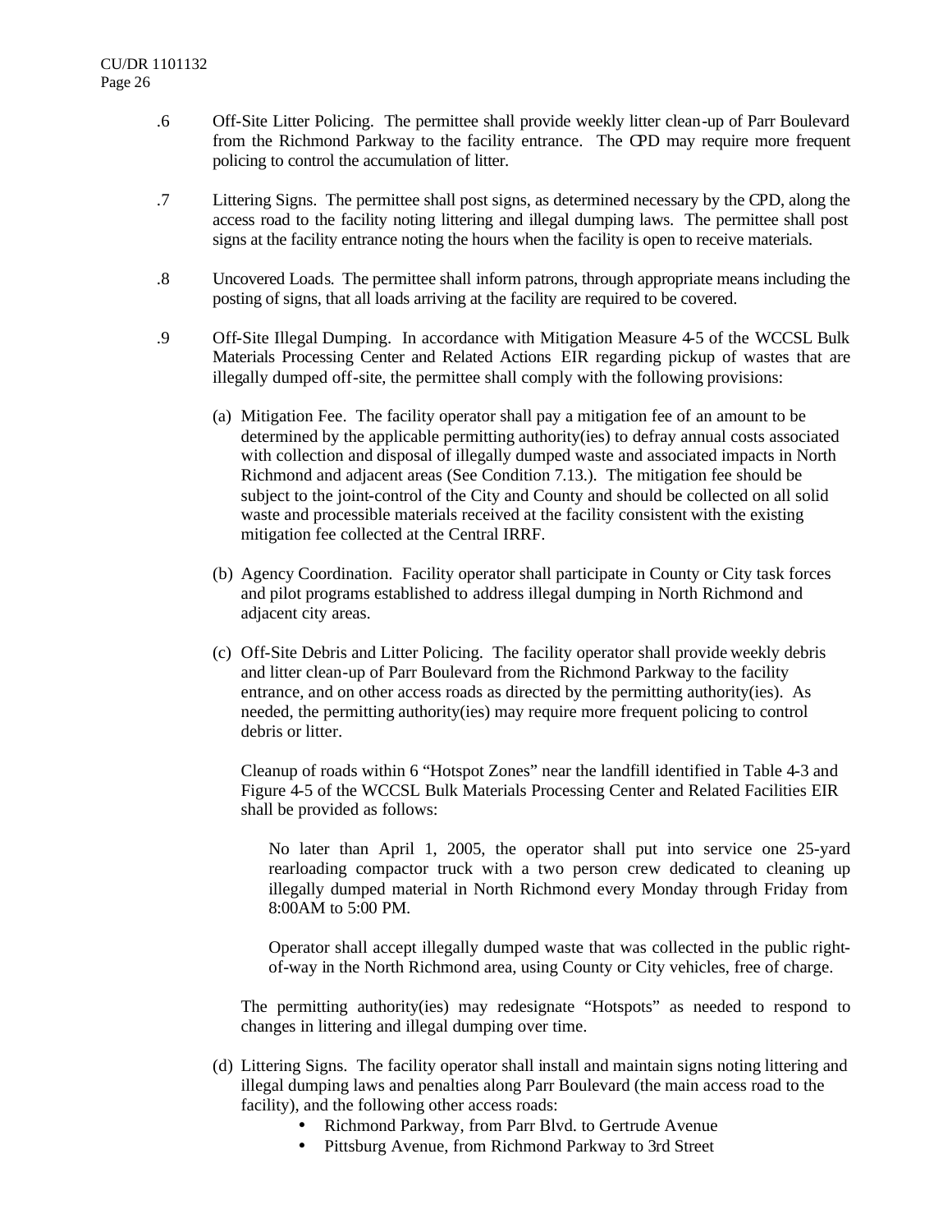.6 Off-Site Litter Policing. The permittee shall provide weekly litter clean-up of Parr Boulevard from the Richmond Parkway to the facility entrance. The CPD may require more frequent policing to control the accumulation of litter.

.7 Littering Signs. The permittee shall post signs, as determined necessary by the CPD, along the access road to the facility noting littering and illegal dumping laws. The permittee shall post signs at the facility entrance noting the hours when the facility is open to receive materials.

.8 Uncovered Loads. The permittee shall inform patrons, through appropriate means including the posting of signs, that all loads arriving at the facility are required to be covered.

.9 Off-Site Illegal Dumping. In accordance with Mitigation Measure 4-5 of the WCCSL Bulk Materials Processing Center and Related Actions EIR regarding pickup of wastes that are illegally dumped off-site, the permittee shall comply with the following provisions:

(a) Mitigation Fee. The facility operator shall pay a mitigation fee of an amount to be determined by the applicable permitting authority(ies) to defray annual costs associated with collection and disposal of illegally dumped waste and associated impacts in North Richmond and adjacent areas (See Condition 7.13.). The mitigation fee should be subject to the joint-control of the City and County and should be collected on all solid waste and processible materials received at the facility consistent with the existing mitigation fee collected at the Central IRRF.

(b) Agency Coordination. Facility operator shall participate in County or City task forces and pilot programs established to address illegal dumping in North Richmond and adjacent city areas.

(c) Off-Site Debris and Litter Policing. The facility operator shall provide weekly debris and litter clean-up of Parr Boulevard from the Richmond Parkway to the facility entrance, and on other access roads as directed by the permitting authority(ies). As needed, the permitting authority(ies) may require more frequent policing to control debris or litter.

Cleanup of roads within 6 "Hotspot Zones" near the landfill identified in Table 4-3 and Figure 4-5 of the WCCSL Bulk Materials Processing Center and Related Facilities EIR shall be provided as follows:

No later than April 1, 2005, the operator shall put into service one 25-yard rearloading compactor truck with a two person crew dedicated to cleaning up illegally dumped material in North Richmond every Monday through Friday from 8:00AM to 5:00 PM.

Operator shall accept illegally dumped waste that was collected in the public right-of-way in the North Richmond area, using County or City vehicles, free of charge.

The permitting authority(ies) may redesignate "Hotspots" as needed to respond to changes in littering and illegal dumping over time.

(d) Littering Signs. The facility operator shall install and maintain signs noting littering and illegal dumping laws and penalties along Parr Boulevard (the main access road to the facility), and the following other access roads:

- Richmond Parkway, from Parr Blvd. to Gertrude Avenue
- Pittsburg Avenue, from Richmond Parkway to 3rd Street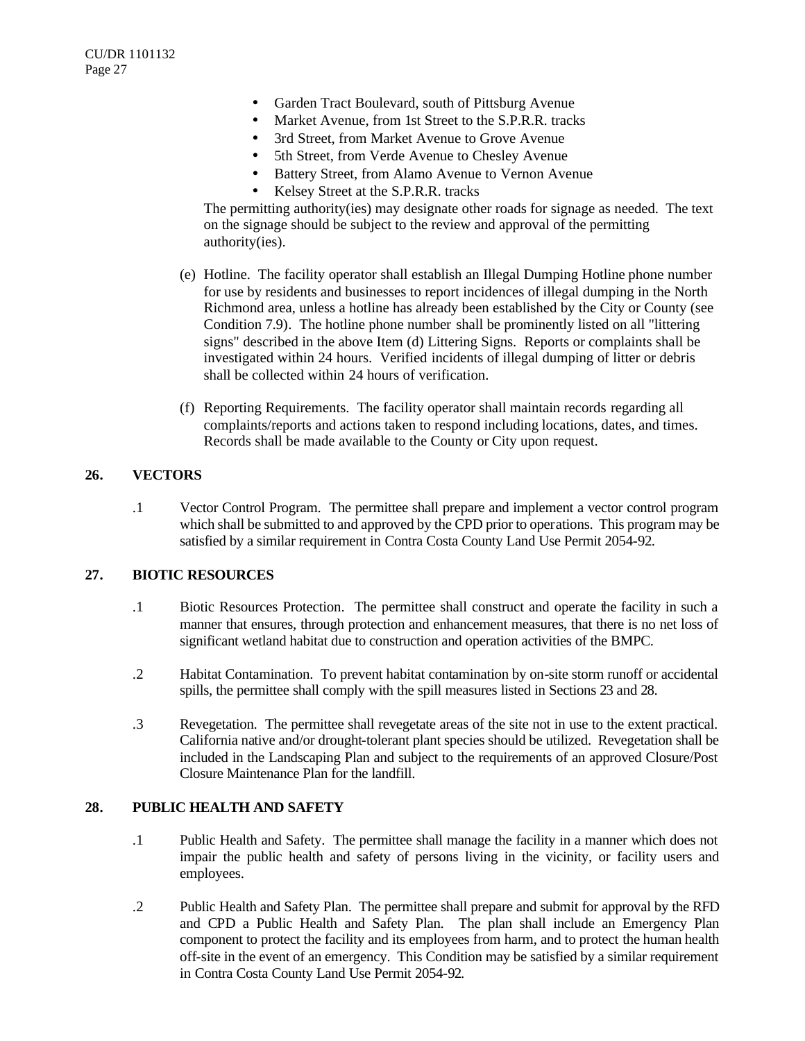- Garden Tract Boulevard, south of Pittsburg Avenue
- Market Avenue, from 1st Street to the S.P.R.R. tracks
- 3rd Street, from Market Avenue to Grove Avenue
- 5th Street, from Verde Avenue to Chesley Avenue
- Battery Street, from Alamo Avenue to Vernon Avenue
- Kelsey Street at the S.P.R.R. tracks

The permitting authority(ies) may designate other roads for signage as needed. The text on the signage should be subject to the review and approval of the permitting authority(ies).

(e) Hotline. The facility operator shall establish an Illegal Dumping Hotline phone number for use by residents and businesses to report incidences of illegal dumping in the North Richmond area, unless a hotline has already been established by the City or County (see Condition 7.9). The hotline phone number shall be prominently listed on all "littering signs" described in the above Item (d) Littering Signs. Reports or complaints shall be investigated within 24 hours. Verified incidents of illegal dumping of litter or debris shall be collected within 24 hours of verification.

(f) Reporting Requirements. The facility operator shall maintain records regarding all complaints/reports and actions taken to respond including locations, dates, and times. Records shall be made available to the County or City upon request.

**26. VECTORS**

.1 Vector Control Program. The permittee shall prepare and implement a vector control program which shall be submitted to and approved by the CPD prior to operations. This program may be satisfied by a similar requirement in Contra Costa County Land Use Permit 2054-92.

**27. BIOTIC RESOURCES**

.1 Biotic Resources Protection. The permittee shall construct and operate the facility in such a manner that ensures, through protection and enhancement measures, that there is no net loss of significant wetland habitat due to construction and operation activities of the BMPC.

.2 Habitat Contamination. To prevent habitat contamination by on-site storm runoff or accidental spills, the permittee shall comply with the spill measures listed in Sections 23 and 28.

.3 Revegetation. The permittee shall revegetate areas of the site not in use to the extent practical. California native and/or drought-tolerant plant species should be utilized. Revegetation shall be included in the Landscaping Plan and subject to the requirements of an approved Closure/Post Closure Maintenance Plan for the landfill.

**28. PUBLIC HEALTH AND SAFETY**

.1 Public Health and Safety. The permittee shall manage the facility in a manner which does not impair the public health and safety of persons living in the vicinity, or facility users and employees.

.2 Public Health and Safety Plan. The permittee shall prepare and submit for approval by the RFD and CPD a Public Health and Safety Plan. The plan shall include an Emergency Plan component to protect the facility and its employees from harm, and to protect the human health off-site in the event of an emergency. This Condition may be satisfied by a similar requirement in Contra Costa County Land Use Permit 2054-92.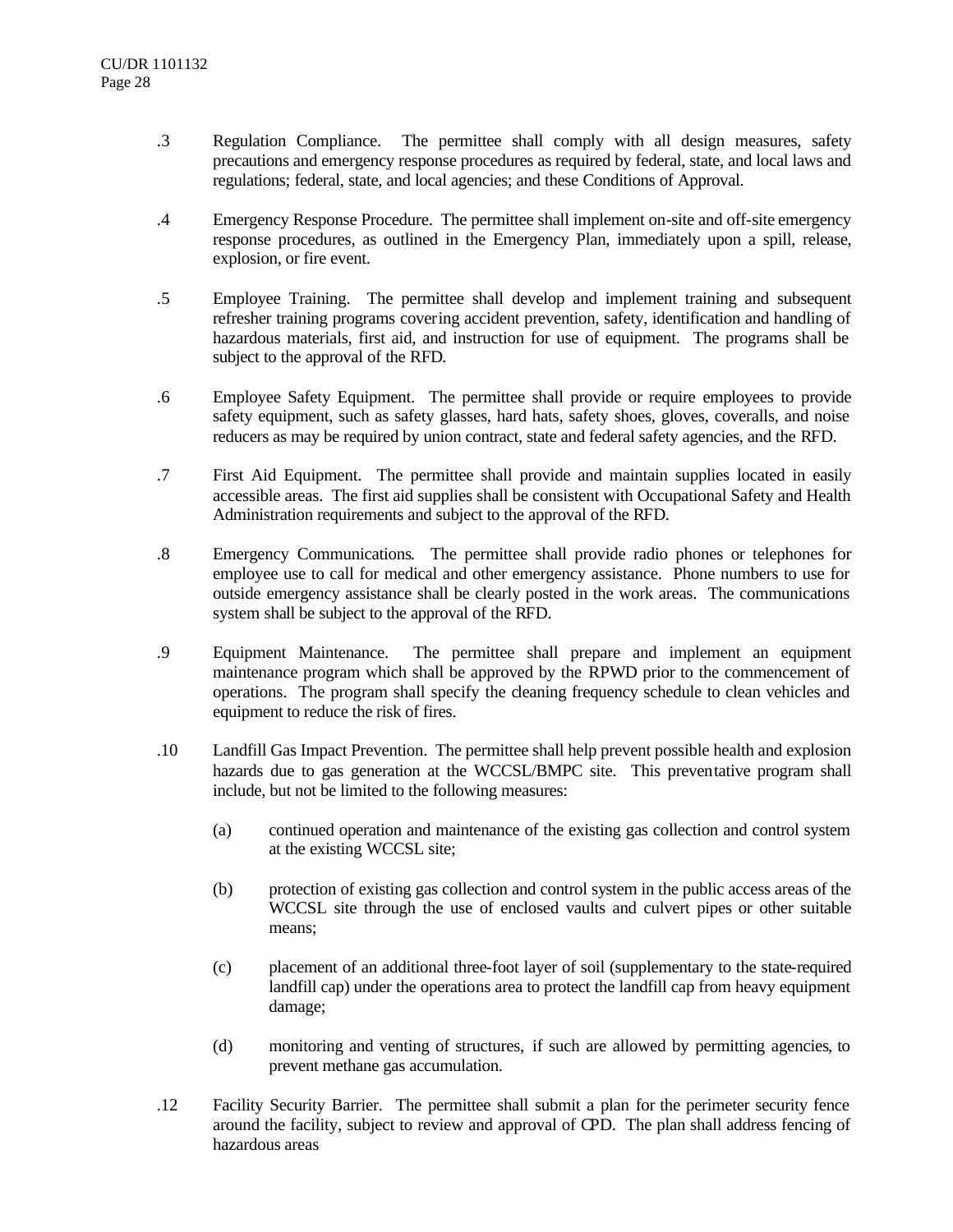.3 Regulation Compliance. The permittee shall comply with all design measures, safety precautions and emergency response procedures as required by federal, state, and local laws and regulations; federal, state, and local agencies; and these Conditions of Approval.

.4 Emergency Response Procedure. The permittee shall implement on-site and off-site emergency response procedures, as outlined in the Emergency Plan, immediately upon a spill, release, explosion, or fire event.

.5 Employee Training. The permittee shall develop and implement training and subsequent refresher training programs covering accident prevention, safety, identification and handling of hazardous materials, first aid, and instruction for use of equipment. The programs shall be subject to the approval of the RFD.

.6 Employee Safety Equipment. The permittee shall provide or require employees to provide safety equipment, such as safety glasses, hard hats, safety shoes, gloves, coveralls, and noise reducers as may be required by union contract, state and federal safety agencies, and the RFD.

.7 First Aid Equipment. The permittee shall provide and maintain supplies located in easily accessible areas. The first aid supplies shall be consistent with Occupational Safety and Health Administration requirements and subject to the approval of the RFD.

.8 Emergency Communications. The permittee shall provide radio phones or telephones for employee use to call for medical and other emergency assistance. Phone numbers to use for outside emergency assistance shall be clearly posted in the work areas. The communications system shall be subject to the approval of the RFD.

.9 Equipment Maintenance. The permittee shall prepare and implement an equipment maintenance program which shall be approved by the RPWD prior to the commencement of operations. The program shall specify the cleaning frequency schedule to clean vehicles and equipment to reduce the risk of fires.

.10 Landfill Gas Impact Prevention. The permittee shall help prevent possible health and explosion hazards due to gas generation at the WCCSL/BMPC site. This preventative program shall include, but not be limited to the following measures:

(a) continued operation and maintenance of the existing gas collection and control system at the existing WCCSL site;

(b) protection of existing gas collection and control system in the public access areas of the WCCSL site through the use of enclosed vaults and culvert pipes or other suitable means;

(c) placement of an additional three-foot layer of soil (supplementary to the state-required landfill cap) under the operations area to protect the landfill cap from heavy equipment damage;

(d) monitoring and venting of structures, if such are allowed by permitting agencies, to prevent methane gas accumulation.

.12 Facility Security Barrier. The permittee shall submit a plan for the perimeter security fence around the facility, subject to review and approval of CPD. The plan shall address fencing of hazardous areas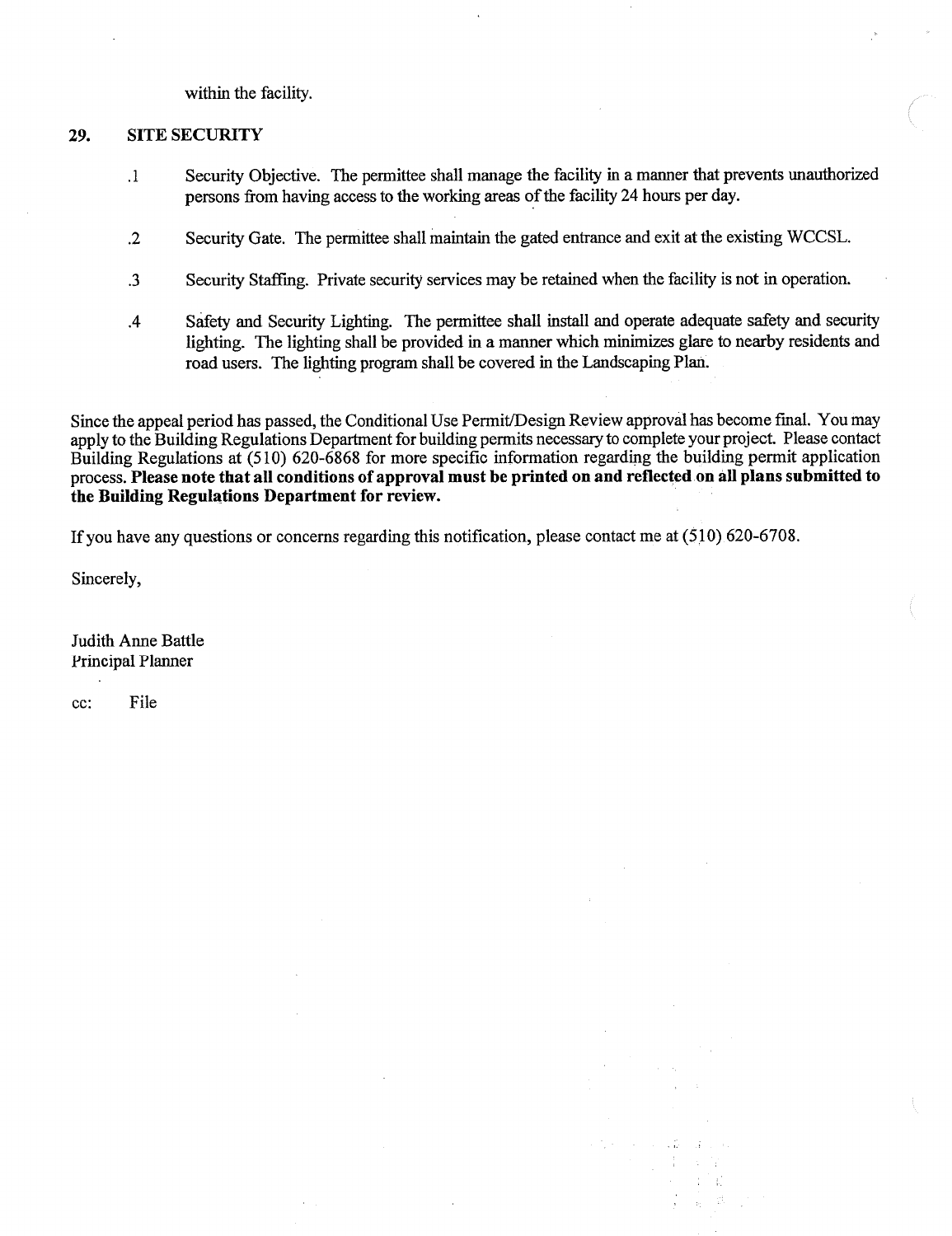within the facility.

## 29. SITE SECURITY

.1 Security Objective. The permittee shall manage the facility in a manner that prevents unauthorized persons from having access to the working areas of the facility 24 hours per day.

.2 Security Gate. The permittee shall maintain the gated entrance and exit at the existing WCCSL.

.3 Security Staffing. Private security services may be retained when the facility is not in operation.

.4 Safety and Security Lighting. The permittee shall install and operate adequate safety and security lighting. The lighting shall be provided in a manner which minimizes glare to nearby residents and road users. The lighting program shall be covered in the Landscaping Plan.

Since the appeal period has passed, the Conditional Use Permit/Design Review approval has become final. You may apply to the Building Regulations Department for building permits necessary to complete your project. Please contact Building Regulations at (510) 620-6868 for more specific information regarding the building permit application process. **Please note that all conditions of approval must be printed on and reflected on all plans submitted to the Building Regulations Department for review.**

If you have any questions or concerns regarding this notification, please contact me at (510) 620-6708.

Sincerely,

Judith Anne Battle
Principal Planner

cc: File